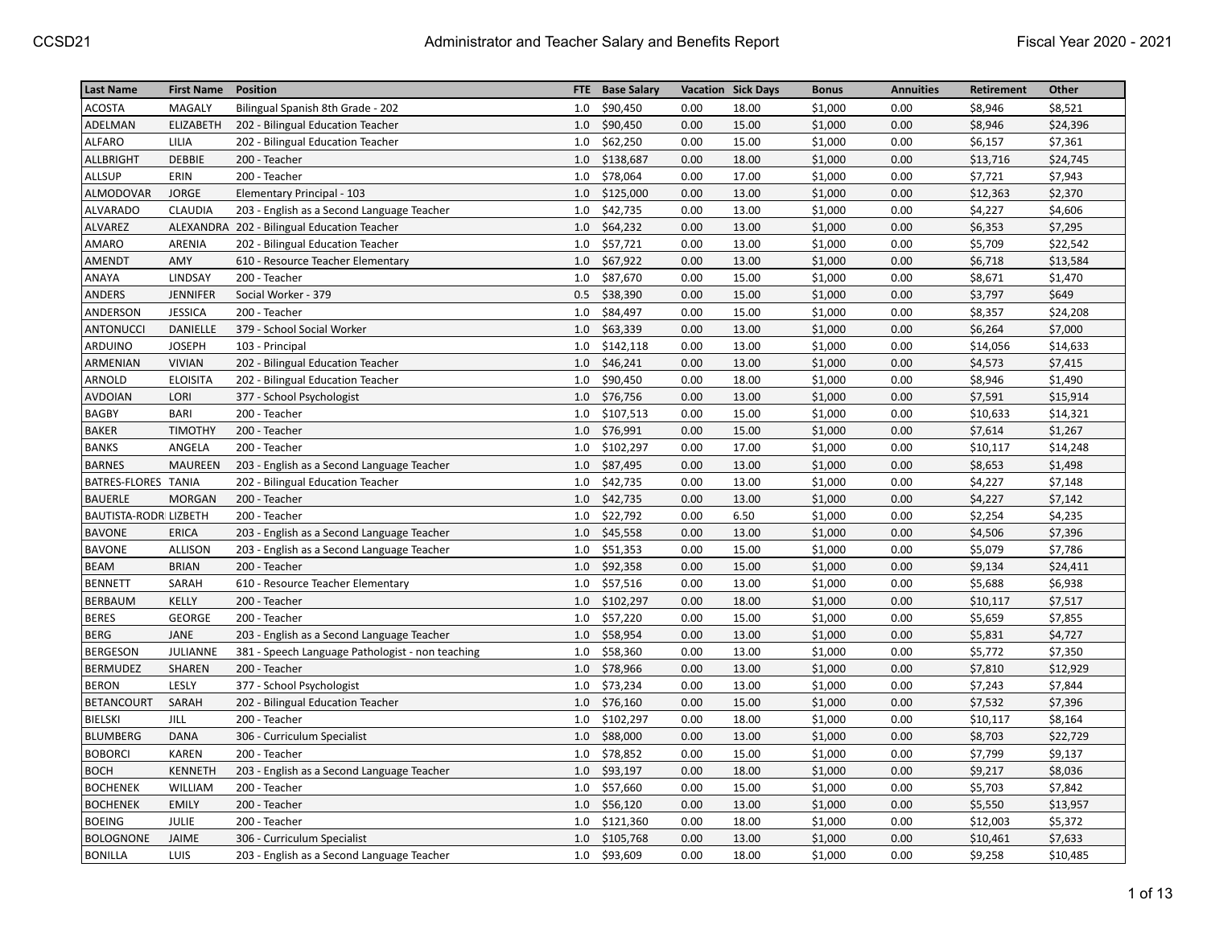| Last Name | First Name | Position | FTE | Base Salary | Vacation | Sick Days | Bonus | Annuities | Retirement | Other |
|---|---|---|---|---|---|---|---|---|---|---|
| ACOSTA | MAGALY | Bilingual Spanish 8th Grade - 202 | 1.0 | $90,450 | 0.00 | 18.00 | $1,000 | 0.00 | $8,946 | $8,521 |
| ADELMAN | ELIZABETH | 202 - Bilingual Education Teacher | 1.0 | $90,450 | 0.00 | 15.00 | $1,000 | 0.00 | $8,946 | $24,396 |
| ALFARO | LILIA | 202 - Bilingual Education Teacher | 1.0 | $62,250 | 0.00 | 15.00 | $1,000 | 0.00 | $6,157 | $7,361 |
| ALLBRIGHT | DEBBIE | 200 - Teacher | 1.0 | $138,687 | 0.00 | 18.00 | $1,000 | 0.00 | $13,716 | $24,745 |
| ALLSUP | ERIN | 200 - Teacher | 1.0 | $78,064 | 0.00 | 17.00 | $1,000 | 0.00 | $7,721 | $7,943 |
| ALMODOVAR | JORGE | Elementary Principal - 103 | 1.0 | $125,000 | 0.00 | 13.00 | $1,000 | 0.00 | $12,363 | $2,370 |
| ALVARADO | CLAUDIA | 203 - English as a Second Language Teacher | 1.0 | $42,735 | 0.00 | 13.00 | $1,000 | 0.00 | $4,227 | $4,606 |
| ALVAREZ | ALEXANDRA | 202 - Bilingual Education Teacher | 1.0 | $64,232 | 0.00 | 13.00 | $1,000 | 0.00 | $6,353 | $7,295 |
| AMARO | ARENIA | 202 - Bilingual Education Teacher | 1.0 | $57,721 | 0.00 | 13.00 | $1,000 | 0.00 | $5,709 | $22,542 |
| AMENDT | AMY | 610 - Resource Teacher Elementary | 1.0 | $67,922 | 0.00 | 13.00 | $1,000 | 0.00 | $6,718 | $13,584 |
| ANAYA | LINDSAY | 200 - Teacher | 1.0 | $87,670 | 0.00 | 15.00 | $1,000 | 0.00 | $8,671 | $1,470 |
| ANDERS | JENNIFER | Social Worker - 379 | 0.5 | $38,390 | 0.00 | 15.00 | $1,000 | 0.00 | $3,797 | $649 |
| ANDERSON | JESSICA | 200 - Teacher | 1.0 | $84,497 | 0.00 | 15.00 | $1,000 | 0.00 | $8,357 | $24,208 |
| ANTONUCCI | DANIELLE | 379 - School Social Worker | 1.0 | $63,339 | 0.00 | 13.00 | $1,000 | 0.00 | $6,264 | $7,000 |
| ARDUINO | JOSEPH | 103 - Principal | 1.0 | $142,118 | 0.00 | 13.00 | $1,000 | 0.00 | $14,056 | $14,633 |
| ARMENIAN | VIVIAN | 202 - Bilingual Education Teacher | 1.0 | $46,241 | 0.00 | 13.00 | $1,000 | 0.00 | $4,573 | $7,415 |
| ARNOLD | ELOISITA | 202 - Bilingual Education Teacher | 1.0 | $90,450 | 0.00 | 18.00 | $1,000 | 0.00 | $8,946 | $1,490 |
| AVDOIAN | LORI | 377 - School Psychologist | 1.0 | $76,756 | 0.00 | 13.00 | $1,000 | 0.00 | $7,591 | $15,914 |
| BAGBY | BARI | 200 - Teacher | 1.0 | $107,513 | 0.00 | 15.00 | $1,000 | 0.00 | $10,633 | $14,321 |
| BAKER | TIMOTHY | 200 - Teacher | 1.0 | $76,991 | 0.00 | 15.00 | $1,000 | 0.00 | $7,614 | $1,267 |
| BANKS | ANGELA | 200 - Teacher | 1.0 | $102,297 | 0.00 | 17.00 | $1,000 | 0.00 | $10,117 | $14,248 |
| BARNES | MAUREEN | 203 - English as a Second Language Teacher | 1.0 | $87,495 | 0.00 | 13.00 | $1,000 | 0.00 | $8,653 | $1,498 |
| BATRES-FLORES | TANIA | 202 - Bilingual Education Teacher | 1.0 | $42,735 | 0.00 | 13.00 | $1,000 | 0.00 | $4,227 | $7,148 |
| BAUERLE | MORGAN | 200 - Teacher | 1.0 | $42,735 | 0.00 | 13.00 | $1,000 | 0.00 | $4,227 | $7,142 |
| BAUTISTA-RODR | LIZBETH | 200 - Teacher | 1.0 | $22,792 | 0.00 | 6.50 | $1,000 | 0.00 | $2,254 | $4,235 |
| BAVONE | ERICA | 203 - English as a Second Language Teacher | 1.0 | $45,558 | 0.00 | 13.00 | $1,000 | 0.00 | $4,506 | $7,396 |
| BAVONE | ALLISON | 203 - English as a Second Language Teacher | 1.0 | $51,353 | 0.00 | 15.00 | $1,000 | 0.00 | $5,079 | $7,786 |
| BEAM | BRIAN | 200 - Teacher | 1.0 | $92,358 | 0.00 | 15.00 | $1,000 | 0.00 | $9,134 | $24,411 |
| BENNETT | SARAH | 610 - Resource Teacher Elementary | 1.0 | $57,516 | 0.00 | 13.00 | $1,000 | 0.00 | $5,688 | $6,938 |
| BERBAUM | KELLY | 200 - Teacher | 1.0 | $102,297 | 0.00 | 18.00 | $1,000 | 0.00 | $10,117 | $7,517 |
| BERES | GEORGE | 200 - Teacher | 1.0 | $57,220 | 0.00 | 15.00 | $1,000 | 0.00 | $5,659 | $7,855 |
| BERG | JANE | 203 - English as a Second Language Teacher | 1.0 | $58,954 | 0.00 | 13.00 | $1,000 | 0.00 | $5,831 | $4,727 |
| BERGESON | JULIANNE | 381 - Speech Language Pathologist - non teaching | 1.0 | $58,360 | 0.00 | 13.00 | $1,000 | 0.00 | $5,772 | $7,350 |
| BERMUDEZ | SHAREN | 200 - Teacher | 1.0 | $78,966 | 0.00 | 13.00 | $1,000 | 0.00 | $7,810 | $12,929 |
| BERON | LESLY | 377 - School Psychologist | 1.0 | $73,234 | 0.00 | 13.00 | $1,000 | 0.00 | $7,243 | $7,844 |
| BETANCOURT | SARAH | 202 - Bilingual Education Teacher | 1.0 | $76,160 | 0.00 | 15.00 | $1,000 | 0.00 | $7,532 | $7,396 |
| BIELSKI | JILL | 200 - Teacher | 1.0 | $102,297 | 0.00 | 18.00 | $1,000 | 0.00 | $10,117 | $8,164 |
| BLUMBERG | DANA | 306 - Curriculum Specialist | 1.0 | $88,000 | 0.00 | 13.00 | $1,000 | 0.00 | $8,703 | $22,729 |
| BOBORCI | KAREN | 200 - Teacher | 1.0 | $78,852 | 0.00 | 15.00 | $1,000 | 0.00 | $7,799 | $9,137 |
| BOCH | KENNETH | 203 - English as a Second Language Teacher | 1.0 | $93,197 | 0.00 | 18.00 | $1,000 | 0.00 | $9,217 | $8,036 |
| BOCHENEK | WILLIAM | 200 - Teacher | 1.0 | $57,660 | 0.00 | 15.00 | $1,000 | 0.00 | $5,703 | $7,842 |
| BOCHENEK | EMILY | 200 - Teacher | 1.0 | $56,120 | 0.00 | 13.00 | $1,000 | 0.00 | $5,550 | $13,957 |
| BOEING | JULIE | 200 - Teacher | 1.0 | $121,360 | 0.00 | 18.00 | $1,000 | 0.00 | $12,003 | $5,372 |
| BOLOGNONE | JAIME | 306 - Curriculum Specialist | 1.0 | $105,768 | 0.00 | 13.00 | $1,000 | 0.00 | $10,461 | $7,633 |
| BONILLA | LUIS | 203 - English as a Second Language Teacher | 1.0 | $93,609 | 0.00 | 18.00 | $1,000 | 0.00 | $9,258 | $10,485 |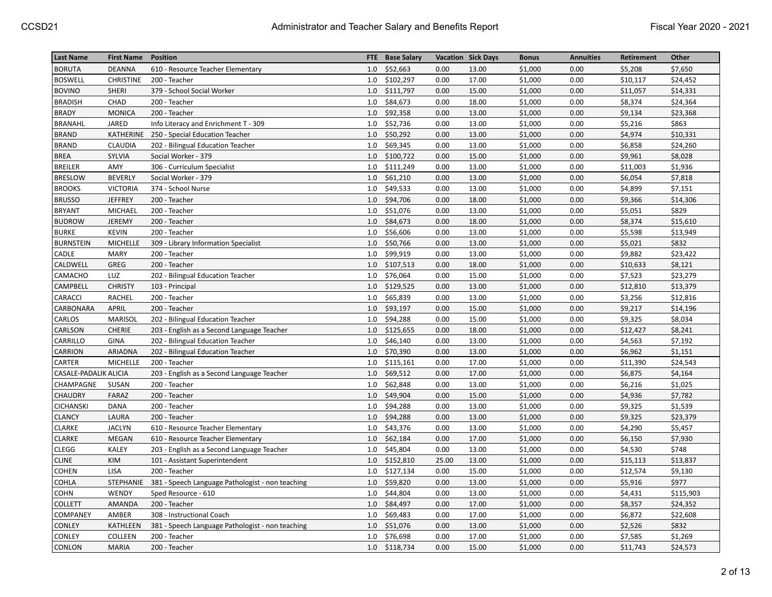| Last Name | First Name | Position | FTE | Base Salary | Vacation | Sick Days | Bonus | Annuities | Retirement | Other |
|---|---|---|---|---|---|---|---|---|---|---|
| BORUTA | DEANNA | 610 - Resource Teacher Elementary | 1.0 | $52,663 | 0.00 | 13.00 | $1,000 | 0.00 | $5,208 | $7,650 |
| BOSWELL | CHRISTINE | 200 - Teacher | 1.0 | $102,297 | 0.00 | 17.00 | $1,000 | 0.00 | $10,117 | $24,452 |
| BOVINO | SHERI | 379 - School Social Worker | 1.0 | $111,797 | 0.00 | 15.00 | $1,000 | 0.00 | $11,057 | $14,331 |
| BRADISH | CHAD | 200 - Teacher | 1.0 | $84,673 | 0.00 | 18.00 | $1,000 | 0.00 | $8,374 | $24,364 |
| BRADY | MONICA | 200 - Teacher | 1.0 | $92,358 | 0.00 | 13.00 | $1,000 | 0.00 | $9,134 | $23,368 |
| BRANAHL | JARED | Info Literacy and Enrichment T - 309 | 1.0 | $52,736 | 0.00 | 13.00 | $1,000 | 0.00 | $5,216 | $863 |
| BRAND | KATHERINE | 250 - Special Education Teacher | 1.0 | $50,292 | 0.00 | 13.00 | $1,000 | 0.00 | $4,974 | $10,331 |
| BRAND | CLAUDIA | 202 - Bilingual Education Teacher | 1.0 | $69,345 | 0.00 | 13.00 | $1,000 | 0.00 | $6,858 | $24,260 |
| BREA | SYLVIA | Social Worker - 379 | 1.0 | $100,722 | 0.00 | 15.00 | $1,000 | 0.00 | $9,961 | $8,028 |
| BREILER | AMY | 306 - Curriculum Specialist | 1.0 | $111,249 | 0.00 | 13.00 | $1,000 | 0.00 | $11,003 | $1,936 |
| BRESLOW | BEVERLY | Social Worker - 379 | 1.0 | $61,210 | 0.00 | 13.00 | $1,000 | 0.00 | $6,054 | $7,818 |
| BROOKS | VICTORIA | 374 - School Nurse | 1.0 | $49,533 | 0.00 | 13.00 | $1,000 | 0.00 | $4,899 | $7,151 |
| BRUSSO | JEFFREY | 200 - Teacher | 1.0 | $94,706 | 0.00 | 18.00 | $1,000 | 0.00 | $9,366 | $14,306 |
| BRYANT | MICHAEL | 200 - Teacher | 1.0 | $51,076 | 0.00 | 13.00 | $1,000 | 0.00 | $5,051 | $829 |
| BUDROW | JEREMY | 200 - Teacher | 1.0 | $84,673 | 0.00 | 18.00 | $1,000 | 0.00 | $8,374 | $15,610 |
| BURKE | KEVIN | 200 - Teacher | 1.0 | $56,606 | 0.00 | 13.00 | $1,000 | 0.00 | $5,598 | $13,949 |
| BURNSTEIN | MICHELLE | 309 - Library Information Specialist | 1.0 | $50,766 | 0.00 | 13.00 | $1,000 | 0.00 | $5,021 | $832 |
| CADLE | MARY | 200 - Teacher | 1.0 | $99,919 | 0.00 | 13.00 | $1,000 | 0.00 | $9,882 | $23,422 |
| CALDWELL | GREG | 200 - Teacher | 1.0 | $107,513 | 0.00 | 18.00 | $1,000 | 0.00 | $10,633 | $8,121 |
| CAMACHO | LUZ | 202 - Bilingual Education Teacher | 1.0 | $76,064 | 0.00 | 15.00 | $1,000 | 0.00 | $7,523 | $23,279 |
| CAMPBELL | CHRISTY | 103 - Principal | 1.0 | $129,525 | 0.00 | 13.00 | $1,000 | 0.00 | $12,810 | $13,379 |
| CARACCI | RACHEL | 200 - Teacher | 1.0 | $65,839 | 0.00 | 13.00 | $1,000 | 0.00 | $3,256 | $12,816 |
| CARBONARA | APRIL | 200 - Teacher | 1.0 | $93,197 | 0.00 | 15.00 | $1,000 | 0.00 | $9,217 | $14,196 |
| CARLOS | MARISOL | 202 - Bilingual Education Teacher | 1.0 | $94,288 | 0.00 | 15.00 | $1,000 | 0.00 | $9,325 | $8,034 |
| CARLSON | CHERIE | 203 - English as a Second Language Teacher | 1.0 | $125,655 | 0.00 | 18.00 | $1,000 | 0.00 | $12,427 | $8,241 |
| CARRILLO | GINA | 202 - Bilingual Education Teacher | 1.0 | $46,140 | 0.00 | 13.00 | $1,000 | 0.00 | $4,563 | $7,192 |
| CARRION | ARIADNA | 202 - Bilingual Education Teacher | 1.0 | $70,390 | 0.00 | 13.00 | $1,000 | 0.00 | $6,962 | $1,151 |
| CARTER | MICHELLE | 200 - Teacher | 1.0 | $115,161 | 0.00 | 17.00 | $1,000 | 0.00 | $11,390 | $24,543 |
| CASALE-PADALIK | ALICIA | 203 - English as a Second Language Teacher | 1.0 | $69,512 | 0.00 | 17.00 | $1,000 | 0.00 | $6,875 | $4,164 |
| CHAMPAGNE | SUSAN | 200 - Teacher | 1.0 | $62,848 | 0.00 | 13.00 | $1,000 | 0.00 | $6,216 | $1,025 |
| CHAUDRY | FARAZ | 200 - Teacher | 1.0 | $49,904 | 0.00 | 15.00 | $1,000 | 0.00 | $4,936 | $7,782 |
| CICHANSKI | DANA | 200 - Teacher | 1.0 | $94,288 | 0.00 | 13.00 | $1,000 | 0.00 | $9,325 | $1,539 |
| CLANCY | LAURA | 200 - Teacher | 1.0 | $94,288 | 0.00 | 13.00 | $1,000 | 0.00 | $9,325 | $23,379 |
| CLARKE | JACLYN | 610 - Resource Teacher Elementary | 1.0 | $43,376 | 0.00 | 13.00 | $1,000 | 0.00 | $4,290 | $5,457 |
| CLARKE | MEGAN | 610 - Resource Teacher Elementary | 1.0 | $62,184 | 0.00 | 17.00 | $1,000 | 0.00 | $6,150 | $7,930 |
| CLEGG | KALEY | 203 - English as a Second Language Teacher | 1.0 | $45,804 | 0.00 | 13.00 | $1,000 | 0.00 | $4,530 | $748 |
| CLINE | KIM | 101 - Assistant Superintendent | 1.0 | $152,810 | 25.00 | 13.00 | $1,000 | 0.00 | $15,113 | $13,837 |
| COHEN | LISA | 200 - Teacher | 1.0 | $127,134 | 0.00 | 15.00 | $1,000 | 0.00 | $12,574 | $9,130 |
| COHLA | STEPHANIE | 381 - Speech Language Pathologist - non teaching | 1.0 | $59,820 | 0.00 | 13.00 | $1,000 | 0.00 | $5,916 | $977 |
| COHN | WENDY | Sped Resource - 610 | 1.0 | $44,804 | 0.00 | 13.00 | $1,000 | 0.00 | $4,431 | $115,903 |
| COLLETT | AMANDA | 200 - Teacher | 1.0 | $84,497 | 0.00 | 17.00 | $1,000 | 0.00 | $8,357 | $24,352 |
| COMPANEY | AMBER | 308 - Instructional Coach | 1.0 | $69,483 | 0.00 | 17.00 | $1,000 | 0.00 | $6,872 | $22,608 |
| CONLEY | KATHLEEN | 381 - Speech Language Pathologist - non teaching | 1.0 | $51,076 | 0.00 | 13.00 | $1,000 | 0.00 | $2,526 | $832 |
| CONLEY | COLLEEN | 200 - Teacher | 1.0 | $76,698 | 0.00 | 17.00 | $1,000 | 0.00 | $7,585 | $1,269 |
| CONLON | MARIA | 200 - Teacher | 1.0 | $118,734 | 0.00 | 15.00 | $1,000 | 0.00 | $11,743 | $24,573 |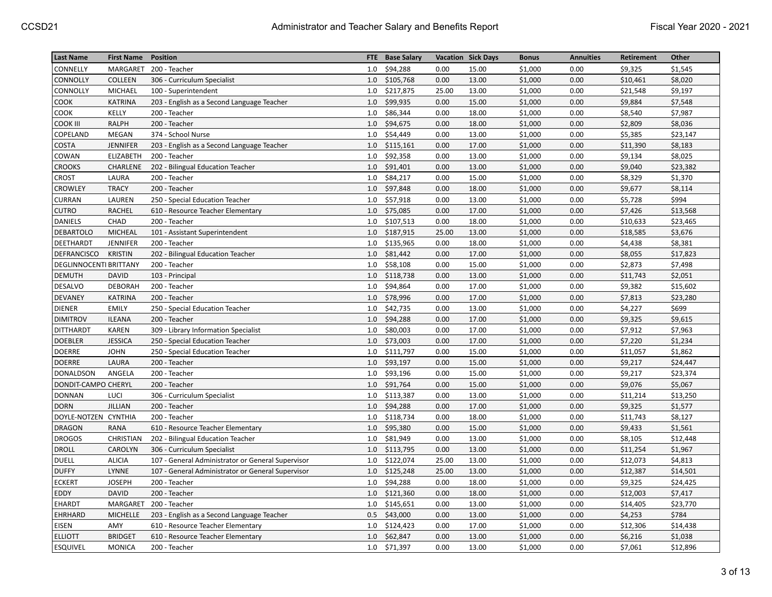| Last Name | First Name | Position | FTE | Base Salary | Vacation | Sick Days | Bonus | Annuities | Retirement | Other |
|---|---|---|---|---|---|---|---|---|---|---|
| CONNELLY | MARGARET | 200 - Teacher | 1.0 | $94,288 | 0.00 | 15.00 | $1,000 | 0.00 | $9,325 | $1,545 |
| CONNOLLY | COLLEEN | 306 - Curriculum Specialist | 1.0 | $105,768 | 0.00 | 13.00 | $1,000 | 0.00 | $10,461 | $8,020 |
| CONNOLLY | MICHAEL | 100 - Superintendent | 1.0 | $217,875 | 25.00 | 13.00 | $1,000 | 0.00 | $21,548 | $9,197 |
| COOK | KATRINA | 203 - English as a Second Language Teacher | 1.0 | $99,935 | 0.00 | 15.00 | $1,000 | 0.00 | $9,884 | $7,548 |
| COOK | KELLY | 200 - Teacher | 1.0 | $86,344 | 0.00 | 18.00 | $1,000 | 0.00 | $8,540 | $7,987 |
| COOK III | RALPH | 200 - Teacher | 1.0 | $94,675 | 0.00 | 18.00 | $1,000 | 0.00 | $2,809 | $8,036 |
| COPELAND | MEGAN | 374 - School Nurse | 1.0 | $54,449 | 0.00 | 13.00 | $1,000 | 0.00 | $5,385 | $23,147 |
| COSTA | JENNIFER | 203 - English as a Second Language Teacher | 1.0 | $115,161 | 0.00 | 17.00 | $1,000 | 0.00 | $11,390 | $8,183 |
| COWAN | ELIZABETH | 200 - Teacher | 1.0 | $92,358 | 0.00 | 13.00 | $1,000 | 0.00 | $9,134 | $8,025 |
| CROOKS | CHARLENE | 202 - Bilingual Education Teacher | 1.0 | $91,401 | 0.00 | 13.00 | $1,000 | 0.00 | $9,040 | $23,382 |
| CROST | LAURA | 200 - Teacher | 1.0 | $84,217 | 0.00 | 15.00 | $1,000 | 0.00 | $8,329 | $1,370 |
| CROWLEY | TRACY | 200 - Teacher | 1.0 | $97,848 | 0.00 | 18.00 | $1,000 | 0.00 | $9,677 | $8,114 |
| CURRAN | LAUREN | 250 - Special Education Teacher | 1.0 | $57,918 | 0.00 | 13.00 | $1,000 | 0.00 | $5,728 | $994 |
| CUTRO | RACHEL | 610 - Resource Teacher Elementary | 1.0 | $75,085 | 0.00 | 17.00 | $1,000 | 0.00 | $7,426 | $13,568 |
| DANIELS | CHAD | 200 - Teacher | 1.0 | $107,513 | 0.00 | 18.00 | $1,000 | 0.00 | $10,633 | $23,465 |
| DEBARTOLO | MICHEAL | 101 - Assistant Superintendent | 1.0 | $187,915 | 25.00 | 13.00 | $1,000 | 0.00 | $18,585 | $3,676 |
| DEETHARDT | JENNIFER | 200 - Teacher | 1.0 | $135,965 | 0.00 | 18.00 | $1,000 | 0.00 | $4,438 | $8,381 |
| DEFRANCISCO | KRISTIN | 202 - Bilingual Education Teacher | 1.0 | $81,442 | 0.00 | 17.00 | $1,000 | 0.00 | $8,055 | $17,823 |
| DEGLINNOCENTI | BRITTANY | 200 - Teacher | 1.0 | $58,108 | 0.00 | 15.00 | $1,000 | 0.00 | $2,873 | $7,498 |
| DEMUTH | DAVID | 103 - Principal | 1.0 | $118,738 | 0.00 | 13.00 | $1,000 | 0.00 | $11,743 | $2,051 |
| DESALVO | DEBORAH | 200 - Teacher | 1.0 | $94,864 | 0.00 | 17.00 | $1,000 | 0.00 | $9,382 | $15,602 |
| DEVANEY | KATRINA | 200 - Teacher | 1.0 | $78,996 | 0.00 | 17.00 | $1,000 | 0.00 | $7,813 | $23,280 |
| DIENER | EMILY | 250 - Special Education Teacher | 1.0 | $42,735 | 0.00 | 13.00 | $1,000 | 0.00 | $4,227 | $699 |
| DIMITROV | ILEANA | 200 - Teacher | 1.0 | $94,288 | 0.00 | 17.00 | $1,000 | 0.00 | $9,325 | $9,615 |
| DITTHARDT | KAREN | 309 - Library Information Specialist | 1.0 | $80,003 | 0.00 | 17.00 | $1,000 | 0.00 | $7,912 | $7,963 |
| DOEBLER | JESSICA | 250 - Special Education Teacher | 1.0 | $73,003 | 0.00 | 17.00 | $1,000 | 0.00 | $7,220 | $1,234 |
| DOERRE | JOHN | 250 - Special Education Teacher | 1.0 | $111,797 | 0.00 | 15.00 | $1,000 | 0.00 | $11,057 | $1,862 |
| DOERRE | LAURA | 200 - Teacher | 1.0 | $93,197 | 0.00 | 15.00 | $1,000 | 0.00 | $9,217 | $24,447 |
| DONALDSON | ANGELA | 200 - Teacher | 1.0 | $93,196 | 0.00 | 15.00 | $1,000 | 0.00 | $9,217 | $23,374 |
| DONDIT-CAMPO | CHERYL | 200 - Teacher | 1.0 | $91,764 | 0.00 | 15.00 | $1,000 | 0.00 | $9,076 | $5,067 |
| DONNAN | LUCI | 306 - Curriculum Specialist | 1.0 | $113,387 | 0.00 | 13.00 | $1,000 | 0.00 | $11,214 | $13,250 |
| DORN | JILLIAN | 200 - Teacher | 1.0 | $94,288 | 0.00 | 17.00 | $1,000 | 0.00 | $9,325 | $1,577 |
| DOYLE-NOTZEN | CYNTHIA | 200 - Teacher | 1.0 | $118,734 | 0.00 | 18.00 | $1,000 | 0.00 | $11,743 | $8,127 |
| DRAGON | RANA | 610 - Resource Teacher Elementary | 1.0 | $95,380 | 0.00 | 15.00 | $1,000 | 0.00 | $9,433 | $1,561 |
| DROGOS | CHRISTIAN | 202 - Bilingual Education Teacher | 1.0 | $81,949 | 0.00 | 13.00 | $1,000 | 0.00 | $8,105 | $12,448 |
| DROLL | CAROLYN | 306 - Curriculum Specialist | 1.0 | $113,795 | 0.00 | 13.00 | $1,000 | 0.00 | $11,254 | $1,967 |
| DUELL | ALICIA | 107 - General Administrator or General Supervisor | 1.0 | $122,074 | 25.00 | 13.00 | $1,000 | 0.00 | $12,073 | $4,813 |
| DUFFY | LYNNE | 107 - General Administrator or General Supervisor | 1.0 | $125,248 | 25.00 | 13.00 | $1,000 | 0.00 | $12,387 | $14,501 |
| ECKERT | JOSEPH | 200 - Teacher | 1.0 | $94,288 | 0.00 | 18.00 | $1,000 | 0.00 | $9,325 | $24,425 |
| EDDY | DAVID | 200 - Teacher | 1.0 | $121,360 | 0.00 | 18.00 | $1,000 | 0.00 | $12,003 | $7,417 |
| EHARDT | MARGARET | 200 - Teacher | 1.0 | $145,651 | 0.00 | 13.00 | $1,000 | 0.00 | $14,405 | $23,770 |
| EHRHARD | MICHELLE | 203 - English as a Second Language Teacher | 0.5 | $43,000 | 0.00 | 13.00 | $1,000 | 0.00 | $4,253 | $784 |
| EISEN | AMY | 610 - Resource Teacher Elementary | 1.0 | $124,423 | 0.00 | 17.00 | $1,000 | 0.00 | $12,306 | $14,438 |
| ELLIOTT | BRIDGET | 610 - Resource Teacher Elementary | 1.0 | $62,847 | 0.00 | 13.00 | $1,000 | 0.00 | $6,216 | $1,038 |
| ESQUIVEL | MONICA | 200 - Teacher | 1.0 | $71,397 | 0.00 | 13.00 | $1,000 | 0.00 | $7,061 | $12,896 |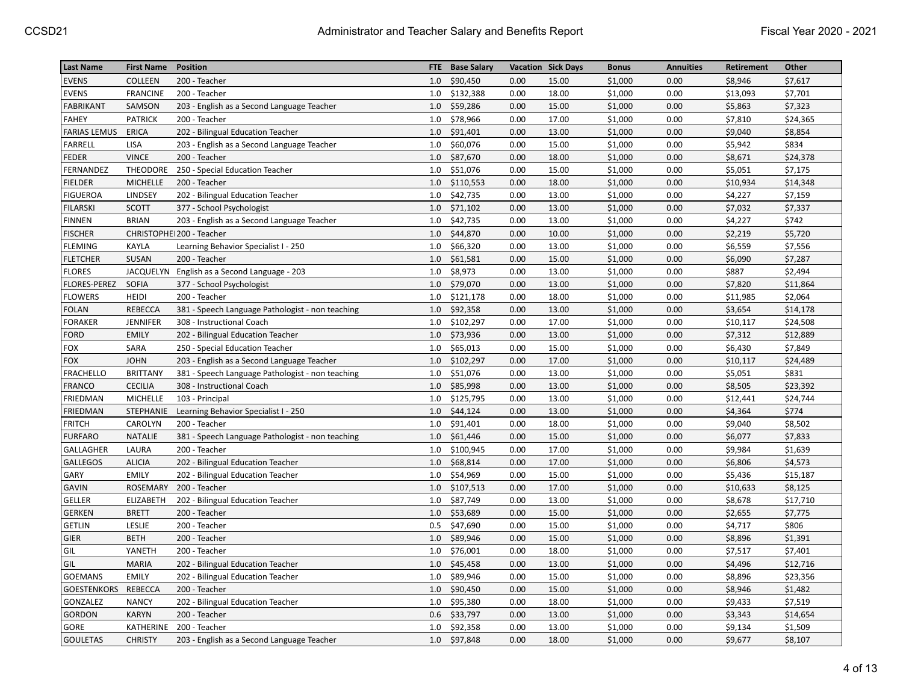| Last Name | First Name | Position | FTE | Base Salary | Vacation | Sick Days | Bonus | Annuities | Retirement | Other |
|---|---|---|---|---|---|---|---|---|---|---|
| EVENS | COLLEEN | 200 - Teacher | 1.0 | $90,450 | 0.00 | 15.00 | $1,000 | 0.00 | $8,946 | $7,617 |
| EVENS | FRANCINE | 200 - Teacher | 1.0 | $132,388 | 0.00 | 18.00 | $1,000 | 0.00 | $13,093 | $7,701 |
| FABRIKANT | SAMSON | 203 - English as a Second Language Teacher | 1.0 | $59,286 | 0.00 | 15.00 | $1,000 | 0.00 | $5,863 | $7,323 |
| FAHEY | PATRICK | 200 - Teacher | 1.0 | $78,966 | 0.00 | 17.00 | $1,000 | 0.00 | $7,810 | $24,365 |
| FARIAS LEMUS | ERICA | 202 - Bilingual Education Teacher | 1.0 | $91,401 | 0.00 | 13.00 | $1,000 | 0.00 | $9,040 | $8,854 |
| FARRELL | LISA | 203 - English as a Second Language Teacher | 1.0 | $60,076 | 0.00 | 15.00 | $1,000 | 0.00 | $5,942 | $834 |
| FEDER | VINCE | 200 - Teacher | 1.0 | $87,670 | 0.00 | 18.00 | $1,000 | 0.00 | $8,671 | $24,378 |
| FERNANDEZ | THEODORE | 250 - Special Education Teacher | 1.0 | $51,076 | 0.00 | 15.00 | $1,000 | 0.00 | $5,051 | $7,175 |
| FIELDER | MICHELLE | 200 - Teacher | 1.0 | $110,553 | 0.00 | 18.00 | $1,000 | 0.00 | $10,934 | $14,348 |
| FIGUEROA | LINDSEY | 202 - Bilingual Education Teacher | 1.0 | $42,735 | 0.00 | 13.00 | $1,000 | 0.00 | $4,227 | $7,159 |
| FILARSKI | SCOTT | 377 - School Psychologist | 1.0 | $71,102 | 0.00 | 13.00 | $1,000 | 0.00 | $7,032 | $7,337 |
| FINNEN | BRIAN | 203 - English as a Second Language Teacher | 1.0 | $42,735 | 0.00 | 13.00 | $1,000 | 0.00 | $4,227 | $742 |
| FISCHER | CHRISTOPHE | 200 - Teacher | 1.0 | $44,870 | 0.00 | 10.00 | $1,000 | 0.00 | $2,219 | $5,720 |
| FLEMING | KAYLA | Learning Behavior Specialist I - 250 | 1.0 | $66,320 | 0.00 | 13.00 | $1,000 | 0.00 | $6,559 | $7,556 |
| FLETCHER | SUSAN | 200 - Teacher | 1.0 | $61,581 | 0.00 | 15.00 | $1,000 | 0.00 | $6,090 | $7,287 |
| FLORES | JACQUELYN | English as a Second Language - 203 | 1.0 | $8,973 | 0.00 | 13.00 | $1,000 | 0.00 | $887 | $2,494 |
| FLORES-PEREZ | SOFIA | 377 - School Psychologist | 1.0 | $79,070 | 0.00 | 13.00 | $1,000 | 0.00 | $7,820 | $11,864 |
| FLOWERS | HEIDI | 200 - Teacher | 1.0 | $121,178 | 0.00 | 18.00 | $1,000 | 0.00 | $11,985 | $2,064 |
| FOLAN | REBECCA | 381 - Speech Language Pathologist - non teaching | 1.0 | $92,358 | 0.00 | 13.00 | $1,000 | 0.00 | $3,654 | $14,178 |
| FORAKER | JENNIFER | 308 - Instructional Coach | 1.0 | $102,297 | 0.00 | 17.00 | $1,000 | 0.00 | $10,117 | $24,508 |
| FORD | EMILY | 202 - Bilingual Education Teacher | 1.0 | $73,936 | 0.00 | 13.00 | $1,000 | 0.00 | $7,312 | $12,889 |
| FOX | SARA | 250 - Special Education Teacher | 1.0 | $65,013 | 0.00 | 15.00 | $1,000 | 0.00 | $6,430 | $7,849 |
| FOX | JOHN | 203 - English as a Second Language Teacher | 1.0 | $102,297 | 0.00 | 17.00 | $1,000 | 0.00 | $10,117 | $24,489 |
| FRACHELLO | BRITTANY | 381 - Speech Language Pathologist - non teaching | 1.0 | $51,076 | 0.00 | 13.00 | $1,000 | 0.00 | $5,051 | $831 |
| FRANCO | CECILIA | 308 - Instructional Coach | 1.0 | $85,998 | 0.00 | 13.00 | $1,000 | 0.00 | $8,505 | $23,392 |
| FRIEDMAN | MICHELLE | 103 - Principal | 1.0 | $125,795 | 0.00 | 13.00 | $1,000 | 0.00 | $12,441 | $24,744 |
| FRIEDMAN | STEPHANIE | Learning Behavior Specialist I - 250 | 1.0 | $44,124 | 0.00 | 13.00 | $1,000 | 0.00 | $4,364 | $774 |
| FRITCH | CAROLYN | 200 - Teacher | 1.0 | $91,401 | 0.00 | 18.00 | $1,000 | 0.00 | $9,040 | $8,502 |
| FURFARO | NATALIE | 381 - Speech Language Pathologist - non teaching | 1.0 | $61,446 | 0.00 | 15.00 | $1,000 | 0.00 | $6,077 | $7,833 |
| GALLAGHER | LAURA | 200 - Teacher | 1.0 | $100,945 | 0.00 | 17.00 | $1,000 | 0.00 | $9,984 | $1,639 |
| GALLEGOS | ALICIA | 202 - Bilingual Education Teacher | 1.0 | $68,814 | 0.00 | 17.00 | $1,000 | 0.00 | $6,806 | $4,573 |
| GARY | EMILY | 202 - Bilingual Education Teacher | 1.0 | $54,969 | 0.00 | 15.00 | $1,000 | 0.00 | $5,436 | $15,187 |
| GAVIN | ROSEMARY | 200 - Teacher | 1.0 | $107,513 | 0.00 | 17.00 | $1,000 | 0.00 | $10,633 | $8,125 |
| GELLER | ELIZABETH | 202 - Bilingual Education Teacher | 1.0 | $87,749 | 0.00 | 13.00 | $1,000 | 0.00 | $8,678 | $17,710 |
| GERKEN | BRETT | 200 - Teacher | 1.0 | $53,689 | 0.00 | 15.00 | $1,000 | 0.00 | $2,655 | $7,775 |
| GETLIN | LESLIE | 200 - Teacher | 0.5 | $47,690 | 0.00 | 15.00 | $1,000 | 0.00 | $4,717 | $806 |
| GIER | BETH | 200 - Teacher | 1.0 | $89,946 | 0.00 | 15.00 | $1,000 | 0.00 | $8,896 | $1,391 |
| GIL | YANETH | 200 - Teacher | 1.0 | $76,001 | 0.00 | 18.00 | $1,000 | 0.00 | $7,517 | $7,401 |
| GIL | MARIA | 202 - Bilingual Education Teacher | 1.0 | $45,458 | 0.00 | 13.00 | $1,000 | 0.00 | $4,496 | $12,716 |
| GOEMANS | EMILY | 202 - Bilingual Education Teacher | 1.0 | $89,946 | 0.00 | 15.00 | $1,000 | 0.00 | $8,896 | $23,356 |
| GOESTENKORS | REBECCA | 200 - Teacher | 1.0 | $90,450 | 0.00 | 15.00 | $1,000 | 0.00 | $8,946 | $1,482 |
| GONZALEZ | NANCY | 202 - Bilingual Education Teacher | 1.0 | $95,380 | 0.00 | 18.00 | $1,000 | 0.00 | $9,433 | $7,519 |
| GORDON | KARYN | 200 - Teacher | 0.6 | $33,797 | 0.00 | 13.00 | $1,000 | 0.00 | $3,343 | $14,654 |
| GORE | KATHERINE | 200 - Teacher | 1.0 | $92,358 | 0.00 | 13.00 | $1,000 | 0.00 | $9,134 | $1,509 |
| GOULETAS | CHRISTY | 203 - English as a Second Language Teacher | 1.0 | $97,848 | 0.00 | 18.00 | $1,000 | 0.00 | $9,677 | $8,107 |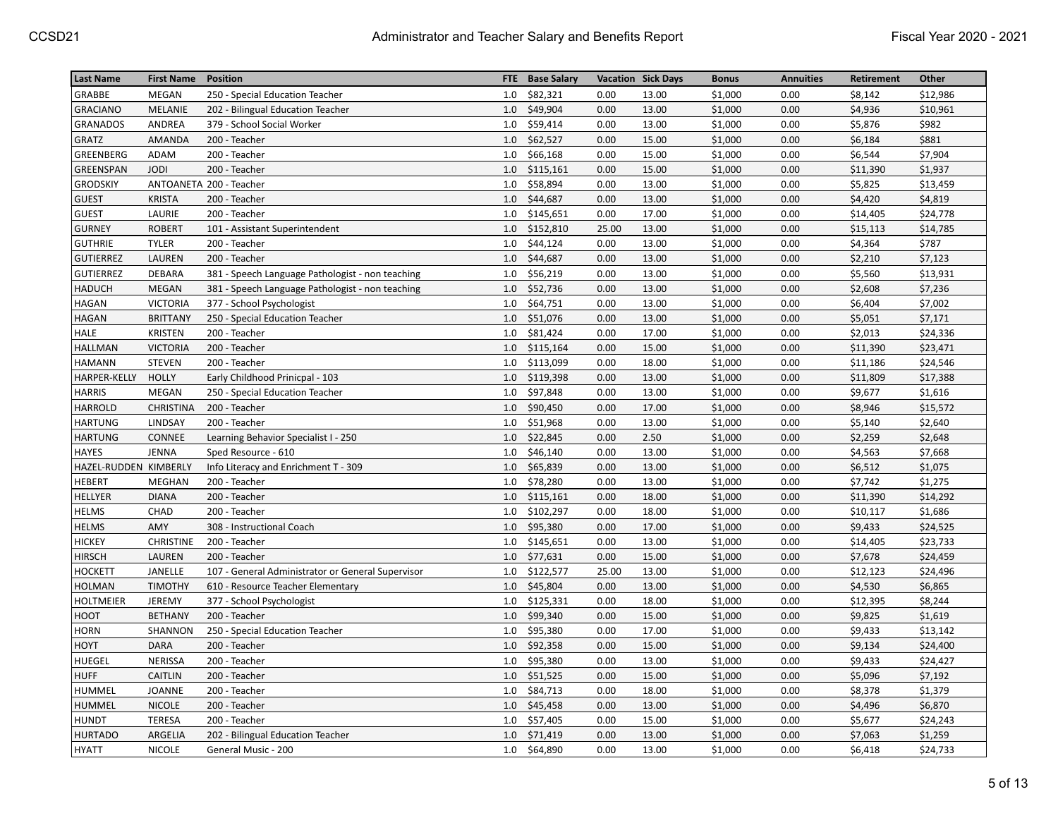| Last Name | First Name | Position | FTE | Base Salary | Vacation | Sick Days | Bonus | Annuities | Retirement | Other |
|---|---|---|---|---|---|---|---|---|---|---|
| GRABBE | MEGAN | 250 - Special Education Teacher | 1.0 | $82,321 | 0.00 | 13.00 | $1,000 | 0.00 | $8,142 | $12,986 |
| GRACIANO | MELANIE | 202 - Bilingual Education Teacher | 1.0 | $49,904 | 0.00 | 13.00 | $1,000 | 0.00 | $4,936 | $10,961 |
| GRANADOS | ANDREA | 379 - School Social Worker | 1.0 | $59,414 | 0.00 | 13.00 | $1,000 | 0.00 | $5,876 | $982 |
| GRATZ | AMANDA | 200 - Teacher | 1.0 | $62,527 | 0.00 | 15.00 | $1,000 | 0.00 | $6,184 | $881 |
| GREENBERG | ADAM | 200 - Teacher | 1.0 | $66,168 | 0.00 | 15.00 | $1,000 | 0.00 | $6,544 | $7,904 |
| GREENSPAN | JODI | 200 - Teacher | 1.0 | $115,161 | 0.00 | 15.00 | $1,000 | 0.00 | $11,390 | $1,937 |
| GRODSKIY | ANTOANETA | 200 - Teacher | 1.0 | $58,894 | 0.00 | 13.00 | $1,000 | 0.00 | $5,825 | $13,459 |
| GUEST | KRISTA | 200 - Teacher | 1.0 | $44,687 | 0.00 | 13.00 | $1,000 | 0.00 | $4,420 | $4,819 |
| GUEST | LAURIE | 200 - Teacher | 1.0 | $145,651 | 0.00 | 17.00 | $1,000 | 0.00 | $14,405 | $24,778 |
| GURNEY | ROBERT | 101 - Assistant Superintendent | 1.0 | $152,810 | 25.00 | 13.00 | $1,000 | 0.00 | $15,113 | $14,785 |
| GUTHRIE | TYLER | 200 - Teacher | 1.0 | $44,124 | 0.00 | 13.00 | $1,000 | 0.00 | $4,364 | $787 |
| GUTIERREZ | LAUREN | 200 - Teacher | 1.0 | $44,687 | 0.00 | 13.00 | $1,000 | 0.00 | $2,210 | $7,123 |
| GUTIERREZ | DEBARA | 381 - Speech Language Pathologist - non teaching | 1.0 | $56,219 | 0.00 | 13.00 | $1,000 | 0.00 | $5,560 | $13,931 |
| HADUCH | MEGAN | 381 - Speech Language Pathologist - non teaching | 1.0 | $52,736 | 0.00 | 13.00 | $1,000 | 0.00 | $2,608 | $7,236 |
| HAGAN | VICTORIA | 377 - School Psychologist | 1.0 | $64,751 | 0.00 | 13.00 | $1,000 | 0.00 | $6,404 | $7,002 |
| HAGAN | BRITTANY | 250 - Special Education Teacher | 1.0 | $51,076 | 0.00 | 13.00 | $1,000 | 0.00 | $5,051 | $7,171 |
| HALE | KRISTEN | 200 - Teacher | 1.0 | $81,424 | 0.00 | 17.00 | $1,000 | 0.00 | $2,013 | $24,336 |
| HALLMAN | VICTORIA | 200 - Teacher | 1.0 | $115,164 | 0.00 | 15.00 | $1,000 | 0.00 | $11,390 | $23,471 |
| HAMANN | STEVEN | 200 - Teacher | 1.0 | $113,099 | 0.00 | 18.00 | $1,000 | 0.00 | $11,186 | $24,546 |
| HARPER-KELLY | HOLLY | Early Childhood Prinicpal - 103 | 1.0 | $119,398 | 0.00 | 13.00 | $1,000 | 0.00 | $11,809 | $17,388 |
| HARRIS | MEGAN | 250 - Special Education Teacher | 1.0 | $97,848 | 0.00 | 13.00 | $1,000 | 0.00 | $9,677 | $1,616 |
| HARROLD | CHRISTINA | 200 - Teacher | 1.0 | $90,450 | 0.00 | 17.00 | $1,000 | 0.00 | $8,946 | $15,572 |
| HARTUNG | LINDSAY | 200 - Teacher | 1.0 | $51,968 | 0.00 | 13.00 | $1,000 | 0.00 | $5,140 | $2,640 |
| HARTUNG | CONNEE | Learning Behavior Specialist I - 250 | 1.0 | $22,845 | 0.00 | 2.50 | $1,000 | 0.00 | $2,259 | $2,648 |
| HAYES | JENNA | Sped Resource - 610 | 1.0 | $46,140 | 0.00 | 13.00 | $1,000 | 0.00 | $4,563 | $7,668 |
| HAZEL-RUDDEN | KIMBERLY | Info Literacy and Enrichment T - 309 | 1.0 | $65,839 | 0.00 | 13.00 | $1,000 | 0.00 | $6,512 | $1,075 |
| HEBERT | MEGHAN | 200 - Teacher | 1.0 | $78,280 | 0.00 | 13.00 | $1,000 | 0.00 | $7,742 | $1,275 |
| HELLYER | DIANA | 200 - Teacher | 1.0 | $115,161 | 0.00 | 18.00 | $1,000 | 0.00 | $11,390 | $14,292 |
| HELMS | CHAD | 200 - Teacher | 1.0 | $102,297 | 0.00 | 18.00 | $1,000 | 0.00 | $10,117 | $1,686 |
| HELMS | AMY | 308 - Instructional Coach | 1.0 | $95,380 | 0.00 | 17.00 | $1,000 | 0.00 | $9,433 | $24,525 |
| HICKEY | CHRISTINE | 200 - Teacher | 1.0 | $145,651 | 0.00 | 13.00 | $1,000 | 0.00 | $14,405 | $23,733 |
| HIRSCH | LAUREN | 200 - Teacher | 1.0 | $77,631 | 0.00 | 15.00 | $1,000 | 0.00 | $7,678 | $24,459 |
| HOCKETT | JANELLE | 107 - General Administrator or General Supervisor | 1.0 | $122,577 | 25.00 | 13.00 | $1,000 | 0.00 | $12,123 | $24,496 |
| HOLMAN | TIMOTHY | 610 - Resource Teacher Elementary | 1.0 | $45,804 | 0.00 | 13.00 | $1,000 | 0.00 | $4,530 | $6,865 |
| HOLTMEIER | JEREMY | 377 - School Psychologist | 1.0 | $125,331 | 0.00 | 18.00 | $1,000 | 0.00 | $12,395 | $8,244 |
| HOOT | BETHANY | 200 - Teacher | 1.0 | $99,340 | 0.00 | 15.00 | $1,000 | 0.00 | $9,825 | $1,619 |
| HORN | SHANNON | 250 - Special Education Teacher | 1.0 | $95,380 | 0.00 | 17.00 | $1,000 | 0.00 | $9,433 | $13,142 |
| HOYT | DARA | 200 - Teacher | 1.0 | $92,358 | 0.00 | 15.00 | $1,000 | 0.00 | $9,134 | $24,400 |
| HUEGEL | NERISSA | 200 - Teacher | 1.0 | $95,380 | 0.00 | 13.00 | $1,000 | 0.00 | $9,433 | $24,427 |
| HUFF | CAITLIN | 200 - Teacher | 1.0 | $51,525 | 0.00 | 15.00 | $1,000 | 0.00 | $5,096 | $7,192 |
| HUMMEL | JOANNE | 200 - Teacher | 1.0 | $84,713 | 0.00 | 18.00 | $1,000 | 0.00 | $8,378 | $1,379 |
| HUMMEL | NICOLE | 200 - Teacher | 1.0 | $45,458 | 0.00 | 13.00 | $1,000 | 0.00 | $4,496 | $6,870 |
| HUNDT | TERESA | 200 - Teacher | 1.0 | $57,405 | 0.00 | 15.00 | $1,000 | 0.00 | $5,677 | $24,243 |
| HURTADO | ARGELIA | 202 - Bilingual Education Teacher | 1.0 | $71,419 | 0.00 | 13.00 | $1,000 | 0.00 | $7,063 | $1,259 |
| HYATT | NICOLE | General Music - 200 | 1.0 | $64,890 | 0.00 | 13.00 | $1,000 | 0.00 | $6,418 | $24,733 |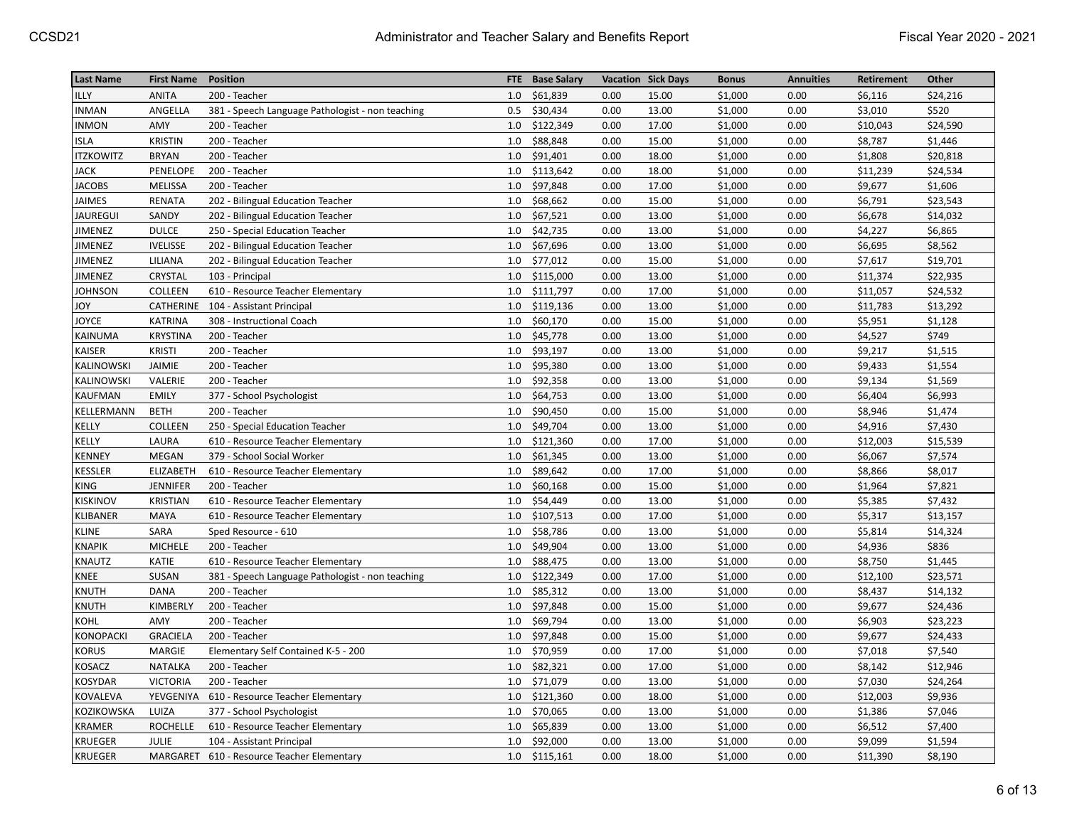| Last Name | First Name | Position | FTE | Base Salary | Vacation | Sick Days | Bonus | Annuities | Retirement | Other |
|---|---|---|---|---|---|---|---|---|---|---|
| ILLY | ANITA | 200 - Teacher | 1.0 | $61,839 | 0.00 | 15.00 | $1,000 | 0.00 | $6,116 | $24,216 |
| INMAN | ANGELLA | 381 - Speech Language Pathologist - non teaching | 0.5 | $30,434 | 0.00 | 13.00 | $1,000 | 0.00 | $3,010 | $520 |
| INMON | AMY | 200 - Teacher | 1.0 | $122,349 | 0.00 | 17.00 | $1,000 | 0.00 | $10,043 | $24,590 |
| ISLA | KRISTIN | 200 - Teacher | 1.0 | $88,848 | 0.00 | 15.00 | $1,000 | 0.00 | $8,787 | $1,446 |
| ITZKOWITZ | BRYAN | 200 - Teacher | 1.0 | $91,401 | 0.00 | 18.00 | $1,000 | 0.00 | $1,808 | $20,818 |
| JACK | PENELOPE | 200 - Teacher | 1.0 | $113,642 | 0.00 | 18.00 | $1,000 | 0.00 | $11,239 | $24,534 |
| JACOBS | MELISSA | 200 - Teacher | 1.0 | $97,848 | 0.00 | 17.00 | $1,000 | 0.00 | $9,677 | $1,606 |
| JAIMES | RENATA | 202 - Bilingual Education Teacher | 1.0 | $68,662 | 0.00 | 15.00 | $1,000 | 0.00 | $6,791 | $23,543 |
| JAUREGUI | SANDY | 202 - Bilingual Education Teacher | 1.0 | $67,521 | 0.00 | 13.00 | $1,000 | 0.00 | $6,678 | $14,032 |
| JIMENEZ | DULCE | 250 - Special Education Teacher | 1.0 | $42,735 | 0.00 | 13.00 | $1,000 | 0.00 | $4,227 | $6,865 |
| JIMENEZ | IVELISSE | 202 - Bilingual Education Teacher | 1.0 | $67,696 | 0.00 | 13.00 | $1,000 | 0.00 | $6,695 | $8,562 |
| JIMENEZ | LILIANA | 202 - Bilingual Education Teacher | 1.0 | $77,012 | 0.00 | 15.00 | $1,000 | 0.00 | $7,617 | $19,701 |
| JIMENEZ | CRYSTAL | 103 - Principal | 1.0 | $115,000 | 0.00 | 13.00 | $1,000 | 0.00 | $11,374 | $22,935 |
| JOHNSON | COLLEEN | 610 - Resource Teacher Elementary | 1.0 | $111,797 | 0.00 | 17.00 | $1,000 | 0.00 | $11,057 | $24,532 |
| JOY | CATHERINE | 104 - Assistant Principal | 1.0 | $119,136 | 0.00 | 13.00 | $1,000 | 0.00 | $11,783 | $13,292 |
| JOYCE | KATRINA | 308 - Instructional Coach | 1.0 | $60,170 | 0.00 | 15.00 | $1,000 | 0.00 | $5,951 | $1,128 |
| KAINUMA | KRYSTINA | 200 - Teacher | 1.0 | $45,778 | 0.00 | 13.00 | $1,000 | 0.00 | $4,527 | $749 |
| KAISER | KRISTI | 200 - Teacher | 1.0 | $93,197 | 0.00 | 13.00 | $1,000 | 0.00 | $9,217 | $1,515 |
| KALINOWSKI | JAIMIE | 200 - Teacher | 1.0 | $95,380 | 0.00 | 13.00 | $1,000 | 0.00 | $9,433 | $1,554 |
| KALINOWSKI | VALERIE | 200 - Teacher | 1.0 | $92,358 | 0.00 | 13.00 | $1,000 | 0.00 | $9,134 | $1,569 |
| KAUFMAN | EMILY | 377 - School Psychologist | 1.0 | $64,753 | 0.00 | 13.00 | $1,000 | 0.00 | $6,404 | $6,993 |
| KELLERMANN | BETH | 200 - Teacher | 1.0 | $90,450 | 0.00 | 15.00 | $1,000 | 0.00 | $8,946 | $1,474 |
| KELLY | COLLEEN | 250 - Special Education Teacher | 1.0 | $49,704 | 0.00 | 13.00 | $1,000 | 0.00 | $4,916 | $7,430 |
| KELLY | LAURA | 610 - Resource Teacher Elementary | 1.0 | $121,360 | 0.00 | 17.00 | $1,000 | 0.00 | $12,003 | $15,539 |
| KENNEY | MEGAN | 379 - School Social Worker | 1.0 | $61,345 | 0.00 | 13.00 | $1,000 | 0.00 | $6,067 | $7,574 |
| KESSLER | ELIZABETH | 610 - Resource Teacher Elementary | 1.0 | $89,642 | 0.00 | 17.00 | $1,000 | 0.00 | $8,866 | $8,017 |
| KING | JENNIFER | 200 - Teacher | 1.0 | $60,168 | 0.00 | 15.00 | $1,000 | 0.00 | $1,964 | $7,821 |
| KISKINOV | KRISTIAN | 610 - Resource Teacher Elementary | 1.0 | $54,449 | 0.00 | 13.00 | $1,000 | 0.00 | $5,385 | $7,432 |
| KLIBANER | MAYA | 610 - Resource Teacher Elementary | 1.0 | $107,513 | 0.00 | 17.00 | $1,000 | 0.00 | $5,317 | $13,157 |
| KLINE | SARA | Sped Resource - 610 | 1.0 | $58,786 | 0.00 | 13.00 | $1,000 | 0.00 | $5,814 | $14,324 |
| KNAPIK | MICHELE | 200 - Teacher | 1.0 | $49,904 | 0.00 | 13.00 | $1,000 | 0.00 | $4,936 | $836 |
| KNAUTZ | KATIE | 610 - Resource Teacher Elementary | 1.0 | $88,475 | 0.00 | 13.00 | $1,000 | 0.00 | $8,750 | $1,445 |
| KNEE | SUSAN | 381 - Speech Language Pathologist - non teaching | 1.0 | $122,349 | 0.00 | 17.00 | $1,000 | 0.00 | $12,100 | $23,571 |
| KNUTH | DANA | 200 - Teacher | 1.0 | $85,312 | 0.00 | 13.00 | $1,000 | 0.00 | $8,437 | $14,132 |
| KNUTH | KIMBERLY | 200 - Teacher | 1.0 | $97,848 | 0.00 | 15.00 | $1,000 | 0.00 | $9,677 | $24,436 |
| KOHL | AMY | 200 - Teacher | 1.0 | $69,794 | 0.00 | 13.00 | $1,000 | 0.00 | $6,903 | $23,223 |
| KONOPACKI | GRACIELA | 200 - Teacher | 1.0 | $97,848 | 0.00 | 15.00 | $1,000 | 0.00 | $9,677 | $24,433 |
| KORUS | MARGIE | Elementary Self Contained K-5 - 200 | 1.0 | $70,959 | 0.00 | 17.00 | $1,000 | 0.00 | $7,018 | $7,540 |
| KOSACZ | NATALKA | 200 - Teacher | 1.0 | $82,321 | 0.00 | 17.00 | $1,000 | 0.00 | $8,142 | $12,946 |
| KOSYDAR | VICTORIA | 200 - Teacher | 1.0 | $71,079 | 0.00 | 13.00 | $1,000 | 0.00 | $7,030 | $24,264 |
| KOVALEVA | YEVGENIYA | 610 - Resource Teacher Elementary | 1.0 | $121,360 | 0.00 | 18.00 | $1,000 | 0.00 | $12,003 | $9,936 |
| KOZIKOWSKA | LUIZA | 377 - School Psychologist | 1.0 | $70,065 | 0.00 | 13.00 | $1,000 | 0.00 | $1,386 | $7,046 |
| KRAMER | ROCHELLE | 610 - Resource Teacher Elementary | 1.0 | $65,839 | 0.00 | 13.00 | $1,000 | 0.00 | $6,512 | $7,400 |
| KRUEGER | JULIE | 104 - Assistant Principal | 1.0 | $92,000 | 0.00 | 13.00 | $1,000 | 0.00 | $9,099 | $1,594 |
| KRUEGER | MARGARET | 610 - Resource Teacher Elementary | 1.0 | $115,161 | 0.00 | 18.00 | $1,000 | 0.00 | $11,390 | $8,190 |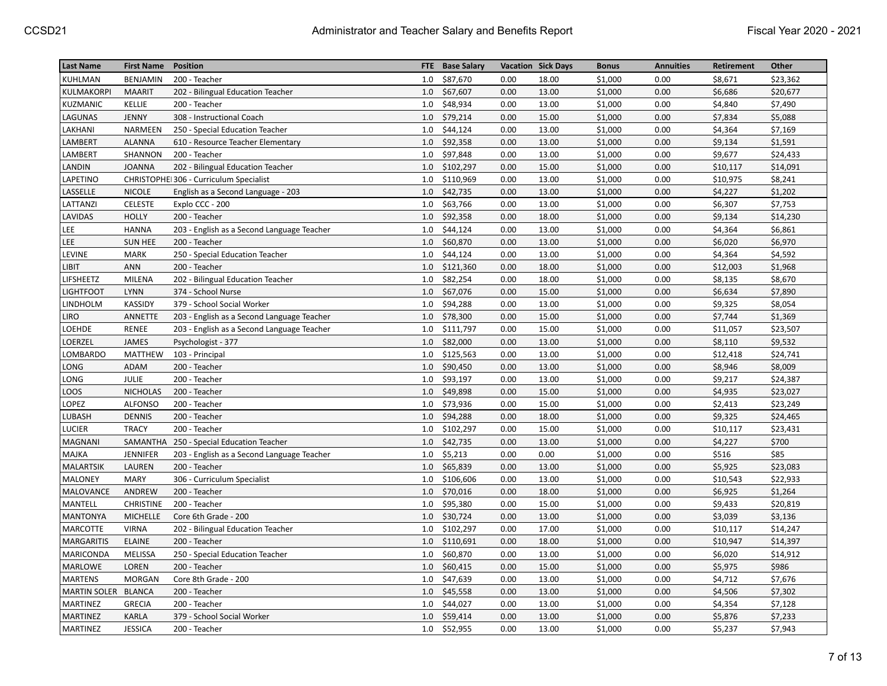| Last Name | First Name | Position | FTE | Base Salary | Vacation | Sick Days | Bonus | Annuities | Retirement | Other |
|---|---|---|---|---|---|---|---|---|---|---|
| KUHLMAN | BENJAMIN | 200 - Teacher | 1.0 | $87,670 | 0.00 | 18.00 | $1,000 | 0.00 | $8,671 | $23,362 |
| KULMAKORPI | MAARIT | 202 - Bilingual Education Teacher | 1.0 | $67,607 | 0.00 | 13.00 | $1,000 | 0.00 | $6,686 | $20,677 |
| KUZMANIC | KELLIE | 200 - Teacher | 1.0 | $48,934 | 0.00 | 13.00 | $1,000 | 0.00 | $4,840 | $7,490 |
| LAGUNAS | JENNY | 308 - Instructional Coach | 1.0 | $79,214 | 0.00 | 15.00 | $1,000 | 0.00 | $7,834 | $5,088 |
| LAKHANI | NARMEEN | 250 - Special Education Teacher | 1.0 | $44,124 | 0.00 | 13.00 | $1,000 | 0.00 | $4,364 | $7,169 |
| LAMBERT | ALANNA | 610 - Resource Teacher Elementary | 1.0 | $92,358 | 0.00 | 13.00 | $1,000 | 0.00 | $9,134 | $1,591 |
| LAMBERT | SHANNON | 200 - Teacher | 1.0 | $97,848 | 0.00 | 13.00 | $1,000 | 0.00 | $9,677 | $24,433 |
| LANDIN | JOANNA | 202 - Bilingual Education Teacher | 1.0 | $102,297 | 0.00 | 15.00 | $1,000 | 0.00 | $10,117 | $14,091 |
| LAPETINO | CHRISTOPHE | 306 - Curriculum Specialist | 1.0 | $110,969 | 0.00 | 13.00 | $1,000 | 0.00 | $10,975 | $8,241 |
| LASSELLE | NICOLE | English as a Second Language - 203 | 1.0 | $42,735 | 0.00 | 13.00 | $1,000 | 0.00 | $4,227 | $1,202 |
| LATTANZI | CELESTE | Explo CCC - 200 | 1.0 | $63,766 | 0.00 | 13.00 | $1,000 | 0.00 | $6,307 | $7,753 |
| LAVIDAS | HOLLY | 200 - Teacher | 1.0 | $92,358 | 0.00 | 18.00 | $1,000 | 0.00 | $9,134 | $14,230 |
| LEE | HANNA | 203 - English as a Second Language Teacher | 1.0 | $44,124 | 0.00 | 13.00 | $1,000 | 0.00 | $4,364 | $6,861 |
| LEE | SUN HEE | 200 - Teacher | 1.0 | $60,870 | 0.00 | 13.00 | $1,000 | 0.00 | $6,020 | $6,970 |
| LEVINE | MARK | 250 - Special Education Teacher | 1.0 | $44,124 | 0.00 | 13.00 | $1,000 | 0.00 | $4,364 | $4,592 |
| LIBIT | ANN | 200 - Teacher | 1.0 | $121,360 | 0.00 | 18.00 | $1,000 | 0.00 | $12,003 | $1,968 |
| LIFSHEETZ | MILENA | 202 - Bilingual Education Teacher | 1.0 | $82,254 | 0.00 | 18.00 | $1,000 | 0.00 | $8,135 | $8,670 |
| LIGHTFOOT | LYNN | 374 - School Nurse | 1.0 | $67,076 | 0.00 | 15.00 | $1,000 | 0.00 | $6,634 | $7,890 |
| LINDHOLM | KASSIDY | 379 - School Social Worker | 1.0 | $94,288 | 0.00 | 13.00 | $1,000 | 0.00 | $9,325 | $8,054 |
| LIRO | ANNETTE | 203 - English as a Second Language Teacher | 1.0 | $78,300 | 0.00 | 15.00 | $1,000 | 0.00 | $7,744 | $1,369 |
| LOEHDE | RENEE | 203 - English as a Second Language Teacher | 1.0 | $111,797 | 0.00 | 15.00 | $1,000 | 0.00 | $11,057 | $23,507 |
| LOERZEL | JAMES | Psychologist - 377 | 1.0 | $82,000 | 0.00 | 13.00 | $1,000 | 0.00 | $8,110 | $9,532 |
| LOMBARDO | MATTHEW | 103 - Principal | 1.0 | $125,563 | 0.00 | 13.00 | $1,000 | 0.00 | $12,418 | $24,741 |
| LONG | ADAM | 200 - Teacher | 1.0 | $90,450 | 0.00 | 13.00 | $1,000 | 0.00 | $8,946 | $8,009 |
| LONG | JULIE | 200 - Teacher | 1.0 | $93,197 | 0.00 | 13.00 | $1,000 | 0.00 | $9,217 | $24,387 |
| LOOS | NICHOLAS | 200 - Teacher | 1.0 | $49,898 | 0.00 | 15.00 | $1,000 | 0.00 | $4,935 | $23,027 |
| LOPEZ | ALFONSO | 200 - Teacher | 1.0 | $73,936 | 0.00 | 15.00 | $1,000 | 0.00 | $2,413 | $23,249 |
| LUBASH | DENNIS | 200 - Teacher | 1.0 | $94,288 | 0.00 | 18.00 | $1,000 | 0.00 | $9,325 | $24,465 |
| LUCIER | TRACY | 200 - Teacher | 1.0 | $102,297 | 0.00 | 15.00 | $1,000 | 0.00 | $10,117 | $23,431 |
| MAGNANI | SAMANTHA | 250 - Special Education Teacher | 1.0 | $42,735 | 0.00 | 13.00 | $1,000 | 0.00 | $4,227 | $700 |
| MAJKA | JENNIFER | 203 - English as a Second Language Teacher | 1.0 | $5,213 | 0.00 | 0.00 | $1,000 | 0.00 | $516 | $85 |
| MALARTSIK | LAUREN | 200 - Teacher | 1.0 | $65,839 | 0.00 | 13.00 | $1,000 | 0.00 | $5,925 | $23,083 |
| MALONEY | MARY | 306 - Curriculum Specialist | 1.0 | $106,606 | 0.00 | 13.00 | $1,000 | 0.00 | $10,543 | $22,933 |
| MALOVANCE | ANDREW | 200 - Teacher | 1.0 | $70,016 | 0.00 | 18.00 | $1,000 | 0.00 | $6,925 | $1,264 |
| MANTELL | CHRISTINE | 200 - Teacher | 1.0 | $95,380 | 0.00 | 15.00 | $1,000 | 0.00 | $9,433 | $20,819 |
| MANTONYA | MICHELLE | Core 6th Grade - 200 | 1.0 | $30,724 | 0.00 | 13.00 | $1,000 | 0.00 | $3,039 | $3,136 |
| MARCOTTE | VIRNA | 202 - Bilingual Education Teacher | 1.0 | $102,297 | 0.00 | 17.00 | $1,000 | 0.00 | $10,117 | $14,247 |
| MARGARITIS | ELAINE | 200 - Teacher | 1.0 | $110,691 | 0.00 | 18.00 | $1,000 | 0.00 | $10,947 | $14,397 |
| MARICONDA | MELISSA | 250 - Special Education Teacher | 1.0 | $60,870 | 0.00 | 13.00 | $1,000 | 0.00 | $6,020 | $14,912 |
| MARLOWE | LOREN | 200 - Teacher | 1.0 | $60,415 | 0.00 | 15.00 | $1,000 | 0.00 | $5,975 | $986 |
| MARTENS | MORGAN | Core 8th Grade - 200 | 1.0 | $47,639 | 0.00 | 13.00 | $1,000 | 0.00 | $4,712 | $7,676 |
| MARTIN SOLER | BLANCA | 200 - Teacher | 1.0 | $45,558 | 0.00 | 13.00 | $1,000 | 0.00 | $4,506 | $7,302 |
| MARTINEZ | GRECIA | 200 - Teacher | 1.0 | $44,027 | 0.00 | 13.00 | $1,000 | 0.00 | $4,354 | $7,128 |
| MARTINEZ | KARLA | 379 - School Social Worker | 1.0 | $59,414 | 0.00 | 13.00 | $1,000 | 0.00 | $5,876 | $7,233 |
| MARTINEZ | JESSICA | 200 - Teacher | 1.0 | $52,955 | 0.00 | 13.00 | $1,000 | 0.00 | $5,237 | $7,943 |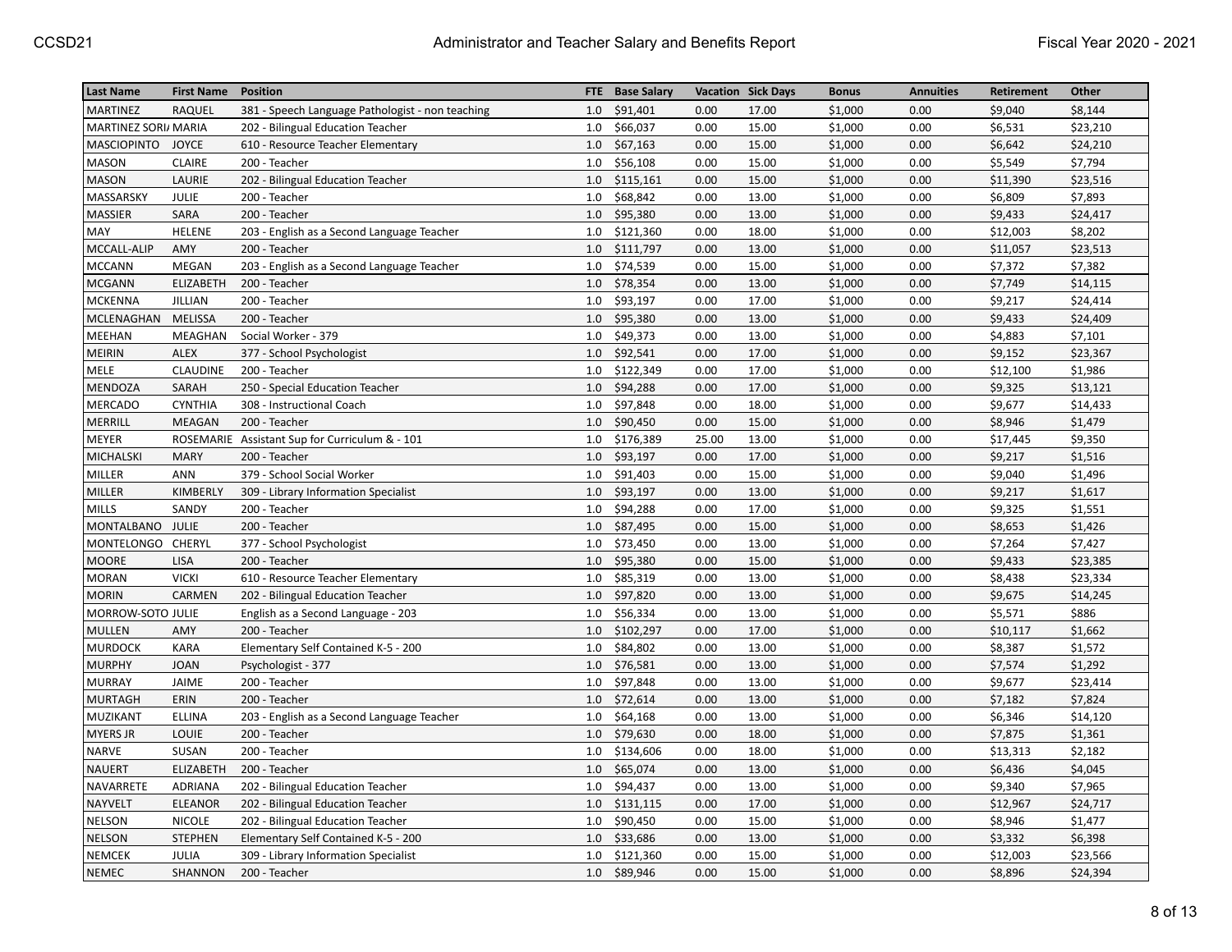| Last Name | First Name | Position | FTE | Base Salary | Vacation | Sick Days | Bonus | Annuities | Retirement | Other |
|---|---|---|---|---|---|---|---|---|---|---|
| MARTINEZ | RAQUEL | 381 - Speech Language Pathologist - non teaching | 1.0 | $91,401 | 0.00 | 17.00 | $1,000 | 0.00 | $9,040 | $8,144 |
| MARTINEZ SORI/ | MARIA | 202 - Bilingual Education Teacher | 1.0 | $66,037 | 0.00 | 15.00 | $1,000 | 0.00 | $6,531 | $23,210 |
| MASCIOPINTO | JOYCE | 610 - Resource Teacher Elementary | 1.0 | $67,163 | 0.00 | 15.00 | $1,000 | 0.00 | $6,642 | $24,210 |
| MASON | CLAIRE | 200 - Teacher | 1.0 | $56,108 | 0.00 | 15.00 | $1,000 | 0.00 | $5,549 | $7,794 |
| MASON | LAURIE | 202 - Bilingual Education Teacher | 1.0 | $115,161 | 0.00 | 15.00 | $1,000 | 0.00 | $11,390 | $23,516 |
| MASSARSKY | JULIE | 200 - Teacher | 1.0 | $68,842 | 0.00 | 13.00 | $1,000 | 0.00 | $6,809 | $7,893 |
| MASSIER | SARA | 200 - Teacher | 1.0 | $95,380 | 0.00 | 13.00 | $1,000 | 0.00 | $9,433 | $24,417 |
| MAY | HELENE | 203 - English as a Second Language Teacher | 1.0 | $121,360 | 0.00 | 18.00 | $1,000 | 0.00 | $12,003 | $8,202 |
| MCCALL-ALIP | AMY | 200 - Teacher | 1.0 | $111,797 | 0.00 | 13.00 | $1,000 | 0.00 | $11,057 | $23,513 |
| MCCANN | MEGAN | 203 - English as a Second Language Teacher | 1.0 | $74,539 | 0.00 | 15.00 | $1,000 | 0.00 | $7,372 | $7,382 |
| MCGANN | ELIZABETH | 200 - Teacher | 1.0 | $78,354 | 0.00 | 13.00 | $1,000 | 0.00 | $7,749 | $14,115 |
| MCKENNA | JILLIAN | 200 - Teacher | 1.0 | $93,197 | 0.00 | 17.00 | $1,000 | 0.00 | $9,217 | $24,414 |
| MCLENAGHAN | MELISSA | 200 - Teacher | 1.0 | $95,380 | 0.00 | 13.00 | $1,000 | 0.00 | $9,433 | $24,409 |
| MEEHAN | MEAGHAN | Social Worker - 379 | 1.0 | $49,373 | 0.00 | 13.00 | $1,000 | 0.00 | $4,883 | $7,101 |
| MEIRIN | ALEX | 377 - School Psychologist | 1.0 | $92,541 | 0.00 | 17.00 | $1,000 | 0.00 | $9,152 | $23,367 |
| MELE | CLAUDINE | 200 - Teacher | 1.0 | $122,349 | 0.00 | 17.00 | $1,000 | 0.00 | $12,100 | $1,986 |
| MENDOZA | SARAH | 250 - Special Education Teacher | 1.0 | $94,288 | 0.00 | 17.00 | $1,000 | 0.00 | $9,325 | $13,121 |
| MERCADO | CYNTHIA | 308 - Instructional Coach | 1.0 | $97,848 | 0.00 | 18.00 | $1,000 | 0.00 | $9,677 | $14,433 |
| MERRILL | MEAGAN | 200 - Teacher | 1.0 | $90,450 | 0.00 | 15.00 | $1,000 | 0.00 | $8,946 | $1,479 |
| MEYER | ROSEMARIE | Assistant Sup for Curriculum & - 101 | 1.0 | $176,389 | 25.00 | 13.00 | $1,000 | 0.00 | $17,445 | $9,350 |
| MICHALSKI | MARY | 200 - Teacher | 1.0 | $93,197 | 0.00 | 17.00 | $1,000 | 0.00 | $9,217 | $1,516 |
| MILLER | ANN | 379 - School Social Worker | 1.0 | $91,403 | 0.00 | 15.00 | $1,000 | 0.00 | $9,040 | $1,496 |
| MILLER | KIMBERLY | 309 - Library Information Specialist | 1.0 | $93,197 | 0.00 | 13.00 | $1,000 | 0.00 | $9,217 | $1,617 |
| MILLS | SANDY | 200 - Teacher | 1.0 | $94,288 | 0.00 | 17.00 | $1,000 | 0.00 | $9,325 | $1,551 |
| MONTALBANO | JULIE | 200 - Teacher | 1.0 | $87,495 | 0.00 | 15.00 | $1,000 | 0.00 | $8,653 | $1,426 |
| MONTELONGO | CHERYL | 377 - School Psychologist | 1.0 | $73,450 | 0.00 | 13.00 | $1,000 | 0.00 | $7,264 | $7,427 |
| MOORE | LISA | 200 - Teacher | 1.0 | $95,380 | 0.00 | 15.00 | $1,000 | 0.00 | $9,433 | $23,385 |
| MORAN | VICKI | 610 - Resource Teacher Elementary | 1.0 | $85,319 | 0.00 | 13.00 | $1,000 | 0.00 | $8,438 | $23,334 |
| MORIN | CARMEN | 202 - Bilingual Education Teacher | 1.0 | $97,820 | 0.00 | 13.00 | $1,000 | 0.00 | $9,675 | $14,245 |
| MORROW-SOTO | JULIE | English as a Second Language - 203 | 1.0 | $56,334 | 0.00 | 13.00 | $1,000 | 0.00 | $5,571 | $886 |
| MULLEN | AMY | 200 - Teacher | 1.0 | $102,297 | 0.00 | 17.00 | $1,000 | 0.00 | $10,117 | $1,662 |
| MURDOCK | KARA | Elementary Self Contained K-5 - 200 | 1.0 | $84,802 | 0.00 | 13.00 | $1,000 | 0.00 | $8,387 | $1,572 |
| MURPHY | JOAN | Psychologist - 377 | 1.0 | $76,581 | 0.00 | 13.00 | $1,000 | 0.00 | $7,574 | $1,292 |
| MURRAY | JAIME | 200 - Teacher | 1.0 | $97,848 | 0.00 | 13.00 | $1,000 | 0.00 | $9,677 | $23,414 |
| MURTAGH | ERIN | 200 - Teacher | 1.0 | $72,614 | 0.00 | 13.00 | $1,000 | 0.00 | $7,182 | $7,824 |
| MUZIKANT | ELLINA | 203 - English as a Second Language Teacher | 1.0 | $64,168 | 0.00 | 13.00 | $1,000 | 0.00 | $6,346 | $14,120 |
| MYERS JR | LOUIE | 200 - Teacher | 1.0 | $79,630 | 0.00 | 18.00 | $1,000 | 0.00 | $7,875 | $1,361 |
| NARVE | SUSAN | 200 - Teacher | 1.0 | $134,606 | 0.00 | 18.00 | $1,000 | 0.00 | $13,313 | $2,182 |
| NAUERT | ELIZABETH | 200 - Teacher | 1.0 | $65,074 | 0.00 | 13.00 | $1,000 | 0.00 | $6,436 | $4,045 |
| NAVARRETE | ADRIANA | 202 - Bilingual Education Teacher | 1.0 | $94,437 | 0.00 | 13.00 | $1,000 | 0.00 | $9,340 | $7,965 |
| NAYVELT | ELEANOR | 202 - Bilingual Education Teacher | 1.0 | $131,115 | 0.00 | 17.00 | $1,000 | 0.00 | $12,967 | $24,717 |
| NELSON | NICOLE | 202 - Bilingual Education Teacher | 1.0 | $90,450 | 0.00 | 15.00 | $1,000 | 0.00 | $8,946 | $1,477 |
| NELSON | STEPHEN | Elementary Self Contained K-5 - 200 | 1.0 | $33,686 | 0.00 | 13.00 | $1,000 | 0.00 | $3,332 | $6,398 |
| NEMCEK | JULIA | 309 - Library Information Specialist | 1.0 | $121,360 | 0.00 | 15.00 | $1,000 | 0.00 | $12,003 | $23,566 |
| NEMEC | SHANNON | 200 - Teacher | 1.0 | $89,946 | 0.00 | 15.00 | $1,000 | 0.00 | $8,896 | $24,394 |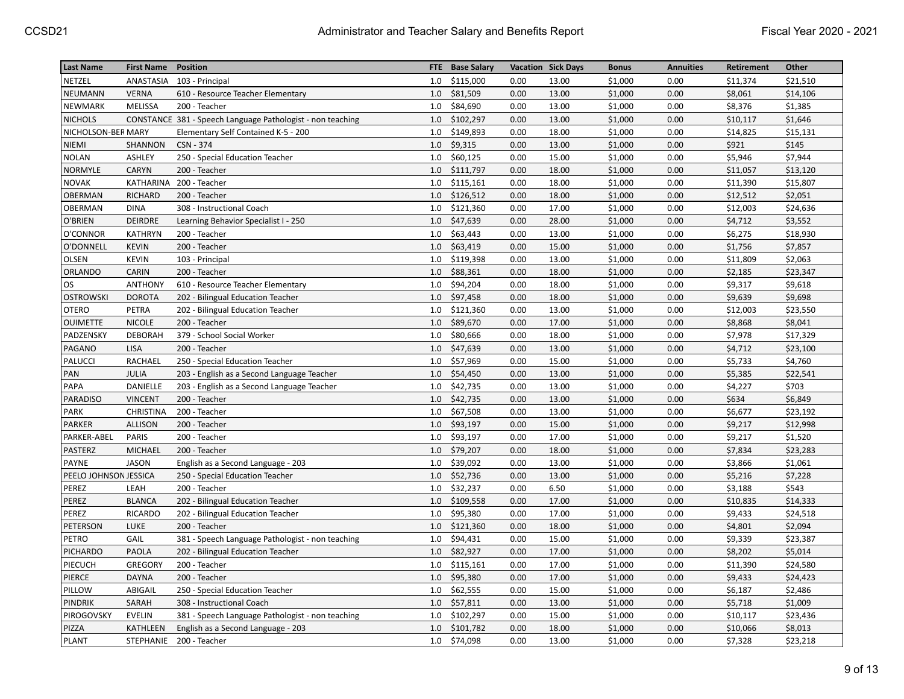| Last Name | First Name | Position | FTE | Base Salary | Vacation | Sick Days | Bonus | Annuities | Retirement | Other |
|---|---|---|---|---|---|---|---|---|---|---|
| NETZEL | ANASTASIA | 103 - Principal | 1.0 | $115,000 | 0.00 | 13.00 | $1,000 | 0.00 | $11,374 | $21,510 |
| NEUMANN | VERNA | 610 - Resource Teacher Elementary | 1.0 | $81,509 | 0.00 | 13.00 | $1,000 | 0.00 | $8,061 | $14,106 |
| NEWMARK | MELISSA | 200 - Teacher | 1.0 | $84,690 | 0.00 | 13.00 | $1,000 | 0.00 | $8,376 | $1,385 |
| NICHOLS | CONSTANCE | 381 - Speech Language Pathologist - non teaching | 1.0 | $102,297 | 0.00 | 13.00 | $1,000 | 0.00 | $10,117 | $1,646 |
| NICHOLSON-BER | MARY | Elementary Self Contained K-5 - 200 | 1.0 | $149,893 | 0.00 | 18.00 | $1,000 | 0.00 | $14,825 | $15,131 |
| NIEMI | SHANNON | CSN - 374 | 1.0 | $9,315 | 0.00 | 13.00 | $1,000 | 0.00 | $921 | $145 |
| NOLAN | ASHLEY | 250 - Special Education Teacher | 1.0 | $60,125 | 0.00 | 15.00 | $1,000 | 0.00 | $5,946 | $7,944 |
| NORMYLE | CARYN | 200 - Teacher | 1.0 | $111,797 | 0.00 | 18.00 | $1,000 | 0.00 | $11,057 | $13,120 |
| NOVAK | KATHARINA | 200 - Teacher | 1.0 | $115,161 | 0.00 | 18.00 | $1,000 | 0.00 | $11,390 | $15,807 |
| OBERMAN | RICHARD | 200 - Teacher | 1.0 | $126,512 | 0.00 | 18.00 | $1,000 | 0.00 | $12,512 | $2,051 |
| OBERMAN | DINA | 308 - Instructional Coach | 1.0 | $121,360 | 0.00 | 17.00 | $1,000 | 0.00 | $12,003 | $24,636 |
| O'BRIEN | DEIRDRE | Learning Behavior Specialist I - 250 | 1.0 | $47,639 | 0.00 | 28.00 | $1,000 | 0.00 | $4,712 | $3,552 |
| O'CONNOR | KATHRYN | 200 - Teacher | 1.0 | $63,443 | 0.00 | 13.00 | $1,000 | 0.00 | $6,275 | $18,930 |
| O'DONNELL | KEVIN | 200 - Teacher | 1.0 | $63,419 | 0.00 | 15.00 | $1,000 | 0.00 | $1,756 | $7,857 |
| OLSEN | KEVIN | 103 - Principal | 1.0 | $119,398 | 0.00 | 13.00 | $1,000 | 0.00 | $11,809 | $2,063 |
| ORLANDO | CARIN | 200 - Teacher | 1.0 | $88,361 | 0.00 | 18.00 | $1,000 | 0.00 | $2,185 | $23,347 |
| OS | ANTHONY | 610 - Resource Teacher Elementary | 1.0 | $94,204 | 0.00 | 18.00 | $1,000 | 0.00 | $9,317 | $9,618 |
| OSTROWSKI | DOROTA | 202 - Bilingual Education Teacher | 1.0 | $97,458 | 0.00 | 18.00 | $1,000 | 0.00 | $9,639 | $9,698 |
| OTERO | PETRA | 202 - Bilingual Education Teacher | 1.0 | $121,360 | 0.00 | 13.00 | $1,000 | 0.00 | $12,003 | $23,550 |
| OUIMETTE | NICOLE | 200 - Teacher | 1.0 | $89,670 | 0.00 | 17.00 | $1,000 | 0.00 | $8,868 | $8,041 |
| PADZENSKY | DEBORAH | 379 - School Social Worker | 1.0 | $80,666 | 0.00 | 18.00 | $1,000 | 0.00 | $7,978 | $17,329 |
| PAGANO | LISA | 200 - Teacher | 1.0 | $47,639 | 0.00 | 13.00 | $1,000 | 0.00 | $4,712 | $23,100 |
| PALUCCI | RACHAEL | 250 - Special Education Teacher | 1.0 | $57,969 | 0.00 | 15.00 | $1,000 | 0.00 | $5,733 | $4,760 |
| PAN | JULIA | 203 - English as a Second Language Teacher | 1.0 | $54,450 | 0.00 | 13.00 | $1,000 | 0.00 | $5,385 | $22,541 |
| PAPA | DANIELLE | 203 - English as a Second Language Teacher | 1.0 | $42,735 | 0.00 | 13.00 | $1,000 | 0.00 | $4,227 | $703 |
| PARADISO | VINCENT | 200 - Teacher | 1.0 | $42,735 | 0.00 | 13.00 | $1,000 | 0.00 | $634 | $6,849 |
| PARK | CHRISTINA | 200 - Teacher | 1.0 | $67,508 | 0.00 | 13.00 | $1,000 | 0.00 | $6,677 | $23,192 |
| PARKER | ALLISON | 200 - Teacher | 1.0 | $93,197 | 0.00 | 15.00 | $1,000 | 0.00 | $9,217 | $12,998 |
| PARKER-ABEL | PARIS | 200 - Teacher | 1.0 | $93,197 | 0.00 | 17.00 | $1,000 | 0.00 | $9,217 | $1,520 |
| PASTERZ | MICHAEL | 200 - Teacher | 1.0 | $79,207 | 0.00 | 18.00 | $1,000 | 0.00 | $7,834 | $23,283 |
| PAYNE | JASON | English as a Second Language - 203 | 1.0 | $39,092 | 0.00 | 13.00 | $1,000 | 0.00 | $3,866 | $1,061 |
| PEELO JOHNSON | JESSICA | 250 - Special Education Teacher | 1.0 | $52,736 | 0.00 | 13.00 | $1,000 | 0.00 | $5,216 | $7,228 |
| PEREZ | LEAH | 200 - Teacher | 1.0 | $32,237 | 0.00 | 6.50 | $1,000 | 0.00 | $3,188 | $543 |
| PEREZ | BLANCA | 202 - Bilingual Education Teacher | 1.0 | $109,558 | 0.00 | 17.00 | $1,000 | 0.00 | $10,835 | $14,333 |
| PEREZ | RICARDO | 202 - Bilingual Education Teacher | 1.0 | $95,380 | 0.00 | 17.00 | $1,000 | 0.00 | $9,433 | $24,518 |
| PETERSON | LUKE | 200 - Teacher | 1.0 | $121,360 | 0.00 | 18.00 | $1,000 | 0.00 | $4,801 | $2,094 |
| PETRO | GAIL | 381 - Speech Language Pathologist - non teaching | 1.0 | $94,431 | 0.00 | 15.00 | $1,000 | 0.00 | $9,339 | $23,387 |
| PICHARDO | PAOLA | 202 - Bilingual Education Teacher | 1.0 | $82,927 | 0.00 | 17.00 | $1,000 | 0.00 | $8,202 | $5,014 |
| PIECUCH | GREGORY | 200 - Teacher | 1.0 | $115,161 | 0.00 | 17.00 | $1,000 | 0.00 | $11,390 | $24,580 |
| PIERCE | DAYNA | 200 - Teacher | 1.0 | $95,380 | 0.00 | 17.00 | $1,000 | 0.00 | $9,433 | $24,423 |
| PILLOW | ABIGAIL | 250 - Special Education Teacher | 1.0 | $62,555 | 0.00 | 15.00 | $1,000 | 0.00 | $6,187 | $2,486 |
| PINDRIK | SARAH | 308 - Instructional Coach | 1.0 | $57,811 | 0.00 | 13.00 | $1,000 | 0.00 | $5,718 | $1,009 |
| PIROGOVSKY | EVELIN | 381 - Speech Language Pathologist - non teaching | 1.0 | $102,297 | 0.00 | 15.00 | $1,000 | 0.00 | $10,117 | $23,436 |
| PIZZA | KATHLEEN | English as a Second Language - 203 | 1.0 | $101,782 | 0.00 | 18.00 | $1,000 | 0.00 | $10,066 | $8,013 |
| PLANT | STEPHANIE | 200 - Teacher | 1.0 | $74,098 | 0.00 | 13.00 | $1,000 | 0.00 | $7,328 | $23,218 |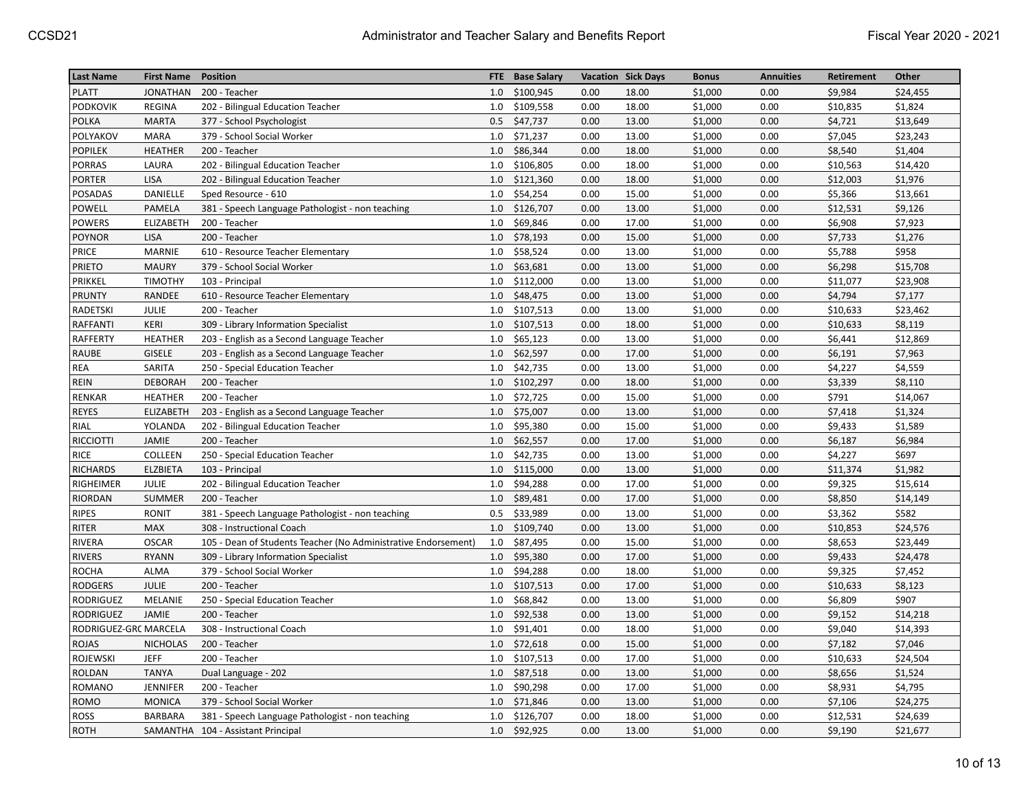| Last Name | First Name | Position | FTE | Base Salary | Vacation | Sick Days | Bonus | Annuities | Retirement | Other |
|---|---|---|---|---|---|---|---|---|---|---|
| PLATT | JONATHAN | 200 - Teacher | 1.0 | $100,945 | 0.00 | 18.00 | $1,000 | 0.00 | $9,984 | $24,455 |
| PODKOVIK | REGINA | 202 - Bilingual Education Teacher | 1.0 | $109,558 | 0.00 | 18.00 | $1,000 | 0.00 | $10,835 | $1,824 |
| POLKA | MARTA | 377 - School Psychologist | 0.5 | $47,737 | 0.00 | 13.00 | $1,000 | 0.00 | $4,721 | $13,649 |
| POLYAKOV | MARA | 379 - School Social Worker | 1.0 | $71,237 | 0.00 | 13.00 | $1,000 | 0.00 | $7,045 | $23,243 |
| POPILEK | HEATHER | 200 - Teacher | 1.0 | $86,344 | 0.00 | 18.00 | $1,000 | 0.00 | $8,540 | $1,404 |
| PORRAS | LAURA | 202 - Bilingual Education Teacher | 1.0 | $106,805 | 0.00 | 18.00 | $1,000 | 0.00 | $10,563 | $14,420 |
| PORTER | LISA | 202 - Bilingual Education Teacher | 1.0 | $121,360 | 0.00 | 18.00 | $1,000 | 0.00 | $12,003 | $1,976 |
| POSADAS | DANIELLE | Sped Resource - 610 | 1.0 | $54,254 | 0.00 | 15.00 | $1,000 | 0.00 | $5,366 | $13,661 |
| POWELL | PAMELA | 381 - Speech Language Pathologist - non teaching | 1.0 | $126,707 | 0.00 | 13.00 | $1,000 | 0.00 | $12,531 | $9,126 |
| POWERS | ELIZABETH | 200 - Teacher | 1.0 | $69,846 | 0.00 | 17.00 | $1,000 | 0.00 | $6,908 | $7,923 |
| POYNOR | LISA | 200 - Teacher | 1.0 | $78,193 | 0.00 | 15.00 | $1,000 | 0.00 | $7,733 | $1,276 |
| PRICE | MARNIE | 610 - Resource Teacher Elementary | 1.0 | $58,524 | 0.00 | 13.00 | $1,000 | 0.00 | $5,788 | $958 |
| PRIETO | MAURY | 379 - School Social Worker | 1.0 | $63,681 | 0.00 | 13.00 | $1,000 | 0.00 | $6,298 | $15,708 |
| PRIKKEL | TIMOTHY | 103 - Principal | 1.0 | $112,000 | 0.00 | 13.00 | $1,000 | 0.00 | $11,077 | $23,908 |
| PRUNTY | RANDEE | 610 - Resource Teacher Elementary | 1.0 | $48,475 | 0.00 | 13.00 | $1,000 | 0.00 | $4,794 | $7,177 |
| RADETSKI | JULIE | 200 - Teacher | 1.0 | $107,513 | 0.00 | 13.00 | $1,000 | 0.00 | $10,633 | $23,462 |
| RAFFANTI | KERI | 309 - Library Information Specialist | 1.0 | $107,513 | 0.00 | 18.00 | $1,000 | 0.00 | $10,633 | $8,119 |
| RAFFERTY | HEATHER | 203 - English as a Second Language Teacher | 1.0 | $65,123 | 0.00 | 13.00 | $1,000 | 0.00 | $6,441 | $12,869 |
| RAUBE | GISELE | 203 - English as a Second Language Teacher | 1.0 | $62,597 | 0.00 | 17.00 | $1,000 | 0.00 | $6,191 | $7,963 |
| REA | SARITA | 250 - Special Education Teacher | 1.0 | $42,735 | 0.00 | 13.00 | $1,000 | 0.00 | $4,227 | $4,559 |
| REIN | DEBORAH | 200 - Teacher | 1.0 | $102,297 | 0.00 | 18.00 | $1,000 | 0.00 | $3,339 | $8,110 |
| RENKAR | HEATHER | 200 - Teacher | 1.0 | $72,725 | 0.00 | 15.00 | $1,000 | 0.00 | $791 | $14,067 |
| REYES | ELIZABETH | 203 - English as a Second Language Teacher | 1.0 | $75,007 | 0.00 | 13.00 | $1,000 | 0.00 | $7,418 | $1,324 |
| RIAL | YOLANDA | 202 - Bilingual Education Teacher | 1.0 | $95,380 | 0.00 | 15.00 | $1,000 | 0.00 | $9,433 | $1,589 |
| RICCIOTTI | JAMIE | 200 - Teacher | 1.0 | $62,557 | 0.00 | 17.00 | $1,000 | 0.00 | $6,187 | $6,984 |
| RICE | COLLEEN | 250 - Special Education Teacher | 1.0 | $42,735 | 0.00 | 13.00 | $1,000 | 0.00 | $4,227 | $697 |
| RICHARDS | ELZBIETA | 103 - Principal | 1.0 | $115,000 | 0.00 | 13.00 | $1,000 | 0.00 | $11,374 | $1,982 |
| RIGHEIMER | JULIE | 202 - Bilingual Education Teacher | 1.0 | $94,288 | 0.00 | 17.00 | $1,000 | 0.00 | $9,325 | $15,614 |
| RIORDAN | SUMMER | 200 - Teacher | 1.0 | $89,481 | 0.00 | 17.00 | $1,000 | 0.00 | $8,850 | $14,149 |
| RIPES | RONIT | 381 - Speech Language Pathologist - non teaching | 0.5 | $33,989 | 0.00 | 13.00 | $1,000 | 0.00 | $3,362 | $582 |
| RITER | MAX | 308 - Instructional Coach | 1.0 | $109,740 | 0.00 | 13.00 | $1,000 | 0.00 | $10,853 | $24,576 |
| RIVERA | OSCAR | 105 - Dean of Students Teacher (No Administrative Endorsement) | 1.0 | $87,495 | 0.00 | 15.00 | $1,000 | 0.00 | $8,653 | $23,449 |
| RIVERS | RYANN | 309 - Library Information Specialist | 1.0 | $95,380 | 0.00 | 17.00 | $1,000 | 0.00 | $9,433 | $24,478 |
| ROCHA | ALMA | 379 - School Social Worker | 1.0 | $94,288 | 0.00 | 18.00 | $1,000 | 0.00 | $9,325 | $7,452 |
| RODGERS | JULIE | 200 - Teacher | 1.0 | $107,513 | 0.00 | 17.00 | $1,000 | 0.00 | $10,633 | $8,123 |
| RODRIGUEZ | MELANIE | 250 - Special Education Teacher | 1.0 | $68,842 | 0.00 | 13.00 | $1,000 | 0.00 | $6,809 | $907 |
| RODRIGUEZ | JAMIE | 200 - Teacher | 1.0 | $92,538 | 0.00 | 13.00 | $1,000 | 0.00 | $9,152 | $14,218 |
| RODRIGUEZ-GRC | MARCELA | 308 - Instructional Coach | 1.0 | $91,401 | 0.00 | 18.00 | $1,000 | 0.00 | $9,040 | $14,393 |
| ROJAS | NICHOLAS | 200 - Teacher | 1.0 | $72,618 | 0.00 | 15.00 | $1,000 | 0.00 | $7,182 | $7,046 |
| ROJEWSKI | JEFF | 200 - Teacher | 1.0 | $107,513 | 0.00 | 17.00 | $1,000 | 0.00 | $10,633 | $24,504 |
| ROLDAN | TANYA | Dual Language - 202 | 1.0 | $87,518 | 0.00 | 13.00 | $1,000 | 0.00 | $8,656 | $1,524 |
| ROMANO | JENNIFER | 200 - Teacher | 1.0 | $90,298 | 0.00 | 17.00 | $1,000 | 0.00 | $8,931 | $4,795 |
| ROMO | MONICA | 379 - School Social Worker | 1.0 | $71,846 | 0.00 | 13.00 | $1,000 | 0.00 | $7,106 | $24,275 |
| ROSS | BARBARA | 381 - Speech Language Pathologist - non teaching | 1.0 | $126,707 | 0.00 | 18.00 | $1,000 | 0.00 | $12,531 | $24,639 |
| ROTH | SAMANTHA | 104 - Assistant Principal | 1.0 | $92,925 | 0.00 | 13.00 | $1,000 | 0.00 | $9,190 | $21,677 |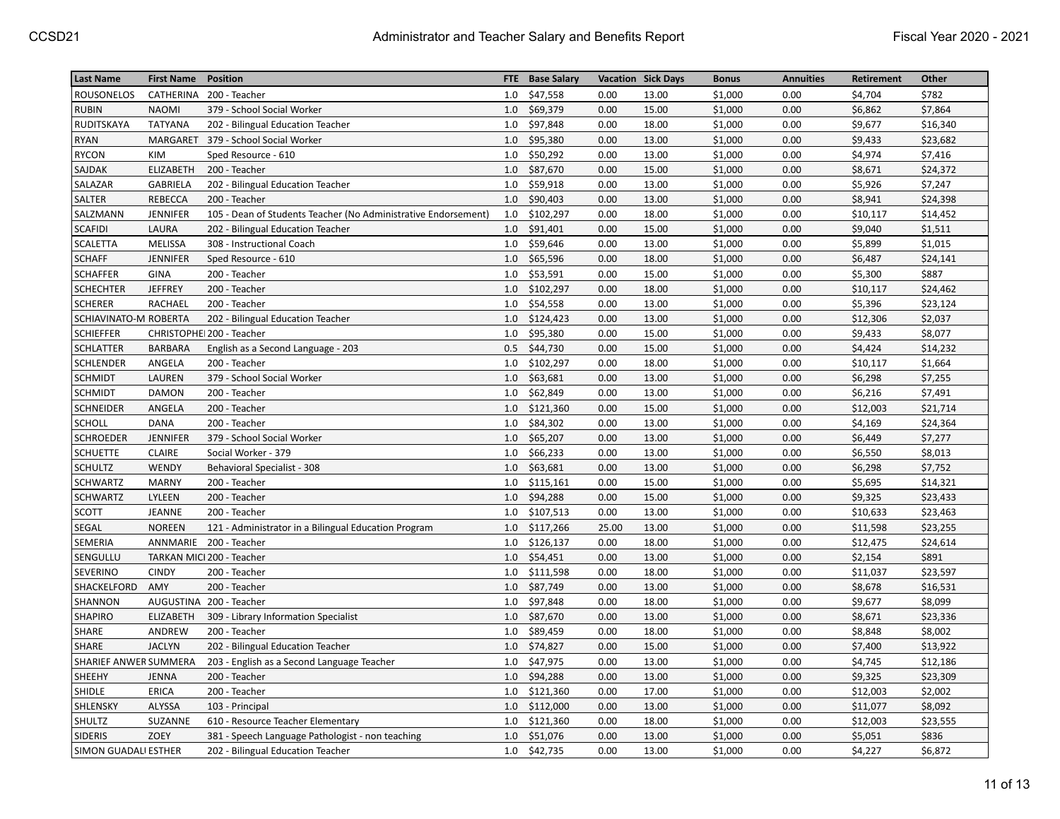| Last Name | First Name | Position | FTE | Base Salary | Vacation | Sick Days | Bonus | Annuities | Retirement | Other |
|---|---|---|---|---|---|---|---|---|---|---|
| ROUSONELOS | CATHERINA | 200 - Teacher | 1.0 | $47,558 | 0.00 | 13.00 | $1,000 | 0.00 | $4,704 | $782 |
| RUBIN | NAOMI | 379 - School Social Worker | 1.0 | $69,379 | 0.00 | 15.00 | $1,000 | 0.00 | $6,862 | $7,864 |
| RUDITSKAYA | TATYANA | 202 - Bilingual Education Teacher | 1.0 | $97,848 | 0.00 | 18.00 | $1,000 | 0.00 | $9,677 | $16,340 |
| RYAN | MARGARET | 379 - School Social Worker | 1.0 | $95,380 | 0.00 | 13.00 | $1,000 | 0.00 | $9,433 | $23,682 |
| RYCON | KIM | Sped Resource - 610 | 1.0 | $50,292 | 0.00 | 13.00 | $1,000 | 0.00 | $4,974 | $7,416 |
| SAJDAK | ELIZABETH | 200 - Teacher | 1.0 | $87,670 | 0.00 | 15.00 | $1,000 | 0.00 | $8,671 | $24,372 |
| SALAZAR | GABRIELA | 202 - Bilingual Education Teacher | 1.0 | $59,918 | 0.00 | 13.00 | $1,000 | 0.00 | $5,926 | $7,247 |
| SALTER | REBECCA | 200 - Teacher | 1.0 | $90,403 | 0.00 | 13.00 | $1,000 | 0.00 | $8,941 | $24,398 |
| SALZMANN | JENNIFER | 105 - Dean of Students Teacher (No Administrative Endorsement) | 1.0 | $102,297 | 0.00 | 18.00 | $1,000 | 0.00 | $10,117 | $14,452 |
| SCAFIDI | LAURA | 202 - Bilingual Education Teacher | 1.0 | $91,401 | 0.00 | 15.00 | $1,000 | 0.00 | $9,040 | $1,511 |
| SCALETTA | MELISSA | 308 - Instructional Coach | 1.0 | $59,646 | 0.00 | 13.00 | $1,000 | 0.00 | $5,899 | $1,015 |
| SCHAFF | JENNIFER | Sped Resource - 610 | 1.0 | $65,596 | 0.00 | 18.00 | $1,000 | 0.00 | $6,487 | $24,141 |
| SCHAFFER | GINA | 200 - Teacher | 1.0 | $53,591 | 0.00 | 15.00 | $1,000 | 0.00 | $5,300 | $887 |
| SCHECHTER | JEFFREY | 200 - Teacher | 1.0 | $102,297 | 0.00 | 18.00 | $1,000 | 0.00 | $10,117 | $24,462 |
| SCHERER | RACHAEL | 200 - Teacher | 1.0 | $54,558 | 0.00 | 13.00 | $1,000 | 0.00 | $5,396 | $23,124 |
| SCHIAVINATO-M | ROBERTA | 202 - Bilingual Education Teacher | 1.0 | $124,423 | 0.00 | 13.00 | $1,000 | 0.00 | $12,306 | $2,037 |
| SCHIEFFER | CHRISTOPHE | 200 - Teacher | 1.0 | $95,380 | 0.00 | 15.00 | $1,000 | 0.00 | $9,433 | $8,077 |
| SCHLATTER | BARBARA | English as a Second Language - 203 | 0.5 | $44,730 | 0.00 | 15.00 | $1,000 | 0.00 | $4,424 | $14,232 |
| SCHLENDER | ANGELA | 200 - Teacher | 1.0 | $102,297 | 0.00 | 18.00 | $1,000 | 0.00 | $10,117 | $1,664 |
| SCHMIDT | LAUREN | 379 - School Social Worker | 1.0 | $63,681 | 0.00 | 13.00 | $1,000 | 0.00 | $6,298 | $7,255 |
| SCHMIDT | DAMON | 200 - Teacher | 1.0 | $62,849 | 0.00 | 13.00 | $1,000 | 0.00 | $6,216 | $7,491 |
| SCHNEIDER | ANGELA | 200 - Teacher | 1.0 | $121,360 | 0.00 | 15.00 | $1,000 | 0.00 | $12,003 | $21,714 |
| SCHOLL | DANA | 200 - Teacher | 1.0 | $84,302 | 0.00 | 13.00 | $1,000 | 0.00 | $4,169 | $24,364 |
| SCHROEDER | JENNIFER | 379 - School Social Worker | 1.0 | $65,207 | 0.00 | 13.00 | $1,000 | 0.00 | $6,449 | $7,277 |
| SCHUETTE | CLAIRE | Social Worker - 379 | 1.0 | $66,233 | 0.00 | 13.00 | $1,000 | 0.00 | $6,550 | $8,013 |
| SCHULTZ | WENDY | Behavioral Specialist - 308 | 1.0 | $63,681 | 0.00 | 13.00 | $1,000 | 0.00 | $6,298 | $7,752 |
| SCHWARTZ | MARNY | 200 - Teacher | 1.0 | $115,161 | 0.00 | 15.00 | $1,000 | 0.00 | $5,695 | $14,321 |
| SCHWARTZ | LYLEEN | 200 - Teacher | 1.0 | $94,288 | 0.00 | 15.00 | $1,000 | 0.00 | $9,325 | $23,433 |
| SCOTT | JEANNE | 200 - Teacher | 1.0 | $107,513 | 0.00 | 13.00 | $1,000 | 0.00 | $10,633 | $23,463 |
| SEGAL | NOREEN | 121 - Administrator in a Bilingual Education Program | 1.0 | $117,266 | 25.00 | 13.00 | $1,000 | 0.00 | $11,598 | $23,255 |
| SEMERIA | ANNMARIE | 200 - Teacher | 1.0 | $126,137 | 0.00 | 18.00 | $1,000 | 0.00 | $12,475 | $24,614 |
| SENGULLU | TARKAN MICI | 200 - Teacher | 1.0 | $54,451 | 0.00 | 13.00 | $1,000 | 0.00 | $2,154 | $891 |
| SEVERINO | CINDY | 200 - Teacher | 1.0 | $111,598 | 0.00 | 18.00 | $1,000 | 0.00 | $11,037 | $23,597 |
| SHACKELFORD | AMY | 200 - Teacher | 1.0 | $87,749 | 0.00 | 13.00 | $1,000 | 0.00 | $8,678 | $16,531 |
| SHANNON | AUGUSTINA | 200 - Teacher | 1.0 | $97,848 | 0.00 | 18.00 | $1,000 | 0.00 | $9,677 | $8,099 |
| SHAPIRO | ELIZABETH | 309 - Library Information Specialist | 1.0 | $87,670 | 0.00 | 13.00 | $1,000 | 0.00 | $8,671 | $23,336 |
| SHARE | ANDREW | 200 - Teacher | 1.0 | $89,459 | 0.00 | 18.00 | $1,000 | 0.00 | $8,848 | $8,002 |
| SHARE | JACLYN | 202 - Bilingual Education Teacher | 1.0 | $74,827 | 0.00 | 15.00 | $1,000 | 0.00 | $7,400 | $13,922 |
| SHARIEF ANWER | SUMMERA | 203 - English as a Second Language Teacher | 1.0 | $47,975 | 0.00 | 13.00 | $1,000 | 0.00 | $4,745 | $12,186 |
| SHEEHY | JENNA | 200 - Teacher | 1.0 | $94,288 | 0.00 | 13.00 | $1,000 | 0.00 | $9,325 | $23,309 |
| SHIDLE | ERICA | 200 - Teacher | 1.0 | $121,360 | 0.00 | 17.00 | $1,000 | 0.00 | $12,003 | $2,002 |
| SHLENSKY | ALYSSA | 103 - Principal | 1.0 | $112,000 | 0.00 | 13.00 | $1,000 | 0.00 | $11,077 | $8,092 |
| SHULTZ | SUZANNE | 610 - Resource Teacher Elementary | 1.0 | $121,360 | 0.00 | 18.00 | $1,000 | 0.00 | $12,003 | $23,555 |
| SIDERIS | ZOEY | 381 - Speech Language Pathologist - non teaching | 1.0 | $51,076 | 0.00 | 13.00 | $1,000 | 0.00 | $5,051 | $836 |
| SIMON GUADALI | ESTHER | 202 - Bilingual Education Teacher | 1.0 | $42,735 | 0.00 | 13.00 | $1,000 | 0.00 | $4,227 | $6,872 |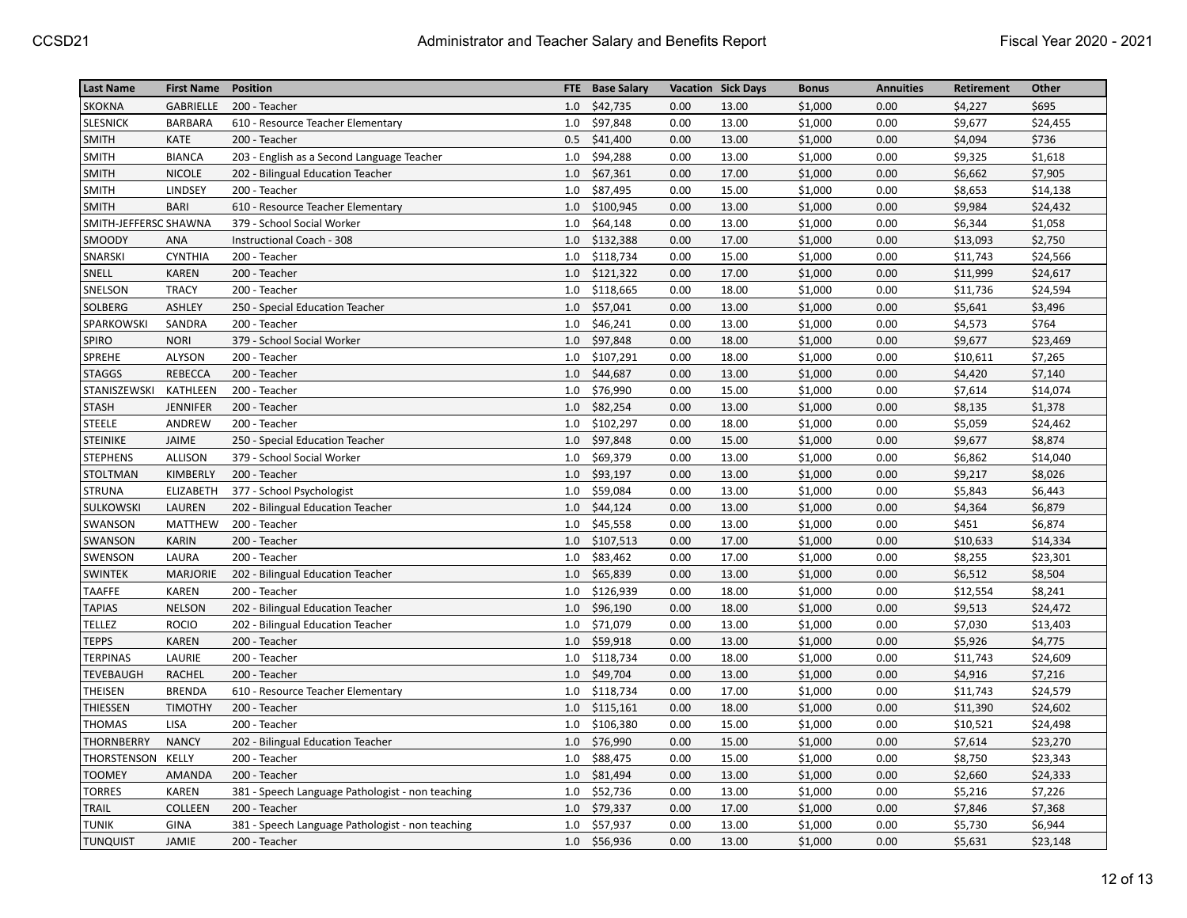| Last Name | First Name | Position | FTE | Base Salary | Vacation | Sick Days | Bonus | Annuities | Retirement | Other |
|---|---|---|---|---|---|---|---|---|---|---|
| SKOKNA | GABRIELLE | 200 - Teacher | 1.0 | $42,735 | 0.00 | 13.00 | $1,000 | 0.00 | $4,227 | $695 |
| SLESNICK | BARBARA | 610 - Resource Teacher Elementary | 1.0 | $97,848 | 0.00 | 13.00 | $1,000 | 0.00 | $9,677 | $24,455 |
| SMITH | KATE | 200 - Teacher | 0.5 | $41,400 | 0.00 | 13.00 | $1,000 | 0.00 | $4,094 | $736 |
| SMITH | BIANCA | 203 - English as a Second Language Teacher | 1.0 | $94,288 | 0.00 | 13.00 | $1,000 | 0.00 | $9,325 | $1,618 |
| SMITH | NICOLE | 202 - Bilingual Education Teacher | 1.0 | $67,361 | 0.00 | 17.00 | $1,000 | 0.00 | $6,662 | $7,905 |
| SMITH | LINDSEY | 200 - Teacher | 1.0 | $87,495 | 0.00 | 15.00 | $1,000 | 0.00 | $8,653 | $14,138 |
| SMITH | BARI | 610 - Resource Teacher Elementary | 1.0 | $100,945 | 0.00 | 13.00 | $1,000 | 0.00 | $9,984 | $24,432 |
| SMITH-JEFFERSC | SHAWNA | 379 - School Social Worker | 1.0 | $64,148 | 0.00 | 13.00 | $1,000 | 0.00 | $6,344 | $1,058 |
| SMOODY | ANA | Instructional Coach - 308 | 1.0 | $132,388 | 0.00 | 17.00 | $1,000 | 0.00 | $13,093 | $2,750 |
| SNARSKI | CYNTHIA | 200 - Teacher | 1.0 | $118,734 | 0.00 | 15.00 | $1,000 | 0.00 | $11,743 | $24,566 |
| SNELL | KAREN | 200 - Teacher | 1.0 | $121,322 | 0.00 | 17.00 | $1,000 | 0.00 | $11,999 | $24,617 |
| SNELSON | TRACY | 200 - Teacher | 1.0 | $118,665 | 0.00 | 18.00 | $1,000 | 0.00 | $11,736 | $24,594 |
| SOLBERG | ASHLEY | 250 - Special Education Teacher | 1.0 | $57,041 | 0.00 | 13.00 | $1,000 | 0.00 | $5,641 | $3,496 |
| SPARKOWSKI | SANDRA | 200 - Teacher | 1.0 | $46,241 | 0.00 | 13.00 | $1,000 | 0.00 | $4,573 | $764 |
| SPIRO | NORI | 379 - School Social Worker | 1.0 | $97,848 | 0.00 | 18.00 | $1,000 | 0.00 | $9,677 | $23,469 |
| SPREHE | ALYSON | 200 - Teacher | 1.0 | $107,291 | 0.00 | 18.00 | $1,000 | 0.00 | $10,611 | $7,265 |
| STAGGS | REBECCA | 200 - Teacher | 1.0 | $44,687 | 0.00 | 13.00 | $1,000 | 0.00 | $4,420 | $7,140 |
| STANISZEWSKI | KATHLEEN | 200 - Teacher | 1.0 | $76,990 | 0.00 | 15.00 | $1,000 | 0.00 | $7,614 | $14,074 |
| STASH | JENNIFER | 200 - Teacher | 1.0 | $82,254 | 0.00 | 13.00 | $1,000 | 0.00 | $8,135 | $1,378 |
| STEELE | ANDREW | 200 - Teacher | 1.0 | $102,297 | 0.00 | 18.00 | $1,000 | 0.00 | $5,059 | $24,462 |
| STEINIKE | JAIME | 250 - Special Education Teacher | 1.0 | $97,848 | 0.00 | 15.00 | $1,000 | 0.00 | $9,677 | $8,874 |
| STEPHENS | ALLISON | 379 - School Social Worker | 1.0 | $69,379 | 0.00 | 13.00 | $1,000 | 0.00 | $6,862 | $14,040 |
| STOLTMAN | KIMBERLY | 200 - Teacher | 1.0 | $93,197 | 0.00 | 13.00 | $1,000 | 0.00 | $9,217 | $8,026 |
| STRUNA | ELIZABETH | 377 - School Psychologist | 1.0 | $59,084 | 0.00 | 13.00 | $1,000 | 0.00 | $5,843 | $6,443 |
| SULKOWSKI | LAUREN | 202 - Bilingual Education Teacher | 1.0 | $44,124 | 0.00 | 13.00 | $1,000 | 0.00 | $4,364 | $6,879 |
| SWANSON | MATTHEW | 200 - Teacher | 1.0 | $45,558 | 0.00 | 13.00 | $1,000 | 0.00 | $451 | $6,874 |
| SWANSON | KARIN | 200 - Teacher | 1.0 | $107,513 | 0.00 | 17.00 | $1,000 | 0.00 | $10,633 | $14,334 |
| SWENSON | LAURA | 200 - Teacher | 1.0 | $83,462 | 0.00 | 17.00 | $1,000 | 0.00 | $8,255 | $23,301 |
| SWINTEK | MARJORIE | 202 - Bilingual Education Teacher | 1.0 | $65,839 | 0.00 | 13.00 | $1,000 | 0.00 | $6,512 | $8,504 |
| TAAFFE | KAREN | 200 - Teacher | 1.0 | $126,939 | 0.00 | 18.00 | $1,000 | 0.00 | $12,554 | $8,241 |
| TAPIAS | NELSON | 202 - Bilingual Education Teacher | 1.0 | $96,190 | 0.00 | 18.00 | $1,000 | 0.00 | $9,513 | $24,472 |
| TELLEZ | ROCIO | 202 - Bilingual Education Teacher | 1.0 | $71,079 | 0.00 | 13.00 | $1,000 | 0.00 | $7,030 | $13,403 |
| TEPPS | KAREN | 200 - Teacher | 1.0 | $59,918 | 0.00 | 13.00 | $1,000 | 0.00 | $5,926 | $4,775 |
| TERPINAS | LAURIE | 200 - Teacher | 1.0 | $118,734 | 0.00 | 18.00 | $1,000 | 0.00 | $11,743 | $24,609 |
| TEVEBAUGH | RACHEL | 200 - Teacher | 1.0 | $49,704 | 0.00 | 13.00 | $1,000 | 0.00 | $4,916 | $7,216 |
| THEISEN | BRENDA | 610 - Resource Teacher Elementary | 1.0 | $118,734 | 0.00 | 17.00 | $1,000 | 0.00 | $11,743 | $24,579 |
| THIESSEN | TIMOTHY | 200 - Teacher | 1.0 | $115,161 | 0.00 | 18.00 | $1,000 | 0.00 | $11,390 | $24,602 |
| THOMAS | LISA | 200 - Teacher | 1.0 | $106,380 | 0.00 | 15.00 | $1,000 | 0.00 | $10,521 | $24,498 |
| THORNBERRY | NANCY | 202 - Bilingual Education Teacher | 1.0 | $76,990 | 0.00 | 15.00 | $1,000 | 0.00 | $7,614 | $23,270 |
| THORSTENSON | KELLY | 200 - Teacher | 1.0 | $88,475 | 0.00 | 15.00 | $1,000 | 0.00 | $8,750 | $23,343 |
| TOOMEY | AMANDA | 200 - Teacher | 1.0 | $81,494 | 0.00 | 13.00 | $1,000 | 0.00 | $2,660 | $24,333 |
| TORRES | KAREN | 381 - Speech Language Pathologist - non teaching | 1.0 | $52,736 | 0.00 | 13.00 | $1,000 | 0.00 | $5,216 | $7,226 |
| TRAIL | COLLEEN | 200 - Teacher | 1.0 | $79,337 | 0.00 | 17.00 | $1,000 | 0.00 | $7,846 | $7,368 |
| TUNIK | GINA | 381 - Speech Language Pathologist - non teaching | 1.0 | $57,937 | 0.00 | 13.00 | $1,000 | 0.00 | $5,730 | $6,944 |
| TUNQUIST | JAMIE | 200 - Teacher | 1.0 | $56,936 | 0.00 | 13.00 | $1,000 | 0.00 | $5,631 | $23,148 |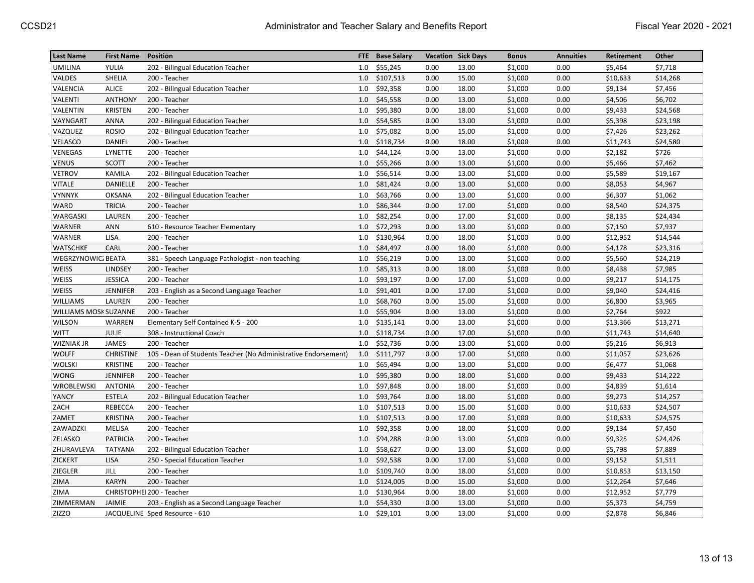| Last Name | First Name | Position | FTE | Base Salary | Vacation | Sick Days | Bonus | Annuities | Retirement | Other |
|---|---|---|---|---|---|---|---|---|---|---|
| UMILINA | YULIA | 202 - Bilingual Education Teacher | 1.0 | $55,245 | 0.00 | 13.00 | $1,000 | 0.00 | $5,464 | $7,718 |
| VALDES | SHELIA | 200 - Teacher | 1.0 | $107,513 | 0.00 | 15.00 | $1,000 | 0.00 | $10,633 | $14,268 |
| VALENCIA | ALICE | 202 - Bilingual Education Teacher | 1.0 | $92,358 | 0.00 | 18.00 | $1,000 | 0.00 | $9,134 | $7,456 |
| VALENTI | ANTHONY | 200 - Teacher | 1.0 | $45,558 | 0.00 | 13.00 | $1,000 | 0.00 | $4,506 | $6,702 |
| VALENTIN | KRISTEN | 200 - Teacher | 1.0 | $95,380 | 0.00 | 18.00 | $1,000 | 0.00 | $9,433 | $24,568 |
| VAYNGART | ANNA | 202 - Bilingual Education Teacher | 1.0 | $54,585 | 0.00 | 13.00 | $1,000 | 0.00 | $5,398 | $23,198 |
| VAZQUEZ | ROSIO | 202 - Bilingual Education Teacher | 1.0 | $75,082 | 0.00 | 15.00 | $1,000 | 0.00 | $7,426 | $23,262 |
| VELASCO | DANIEL | 200 - Teacher | 1.0 | $118,734 | 0.00 | 18.00 | $1,000 | 0.00 | $11,743 | $24,580 |
| VENEGAS | LYNETTE | 200 - Teacher | 1.0 | $44,124 | 0.00 | 13.00 | $1,000 | 0.00 | $2,182 | $726 |
| VENUS | SCOTT | 200 - Teacher | 1.0 | $55,266 | 0.00 | 13.00 | $1,000 | 0.00 | $5,466 | $7,462 |
| VETROV | KAMILA | 202 - Bilingual Education Teacher | 1.0 | $56,514 | 0.00 | 13.00 | $1,000 | 0.00 | $5,589 | $19,167 |
| VITALE | DANIELLE | 200 - Teacher | 1.0 | $81,424 | 0.00 | 13.00 | $1,000 | 0.00 | $8,053 | $4,967 |
| VYNNYK | OKSANA | 202 - Bilingual Education Teacher | 1.0 | $63,766 | 0.00 | 13.00 | $1,000 | 0.00 | $6,307 | $1,062 |
| WARD | TRICIA | 200 - Teacher | 1.0 | $86,344 | 0.00 | 17.00 | $1,000 | 0.00 | $8,540 | $24,375 |
| WARGASKI | LAUREN | 200 - Teacher | 1.0 | $82,254 | 0.00 | 17.00 | $1,000 | 0.00 | $8,135 | $24,434 |
| WARNER | ANN | 610 - Resource Teacher Elementary | 1.0 | $72,293 | 0.00 | 13.00 | $1,000 | 0.00 | $7,150 | $7,937 |
| WARNER | LISA | 200 - Teacher | 1.0 | $130,964 | 0.00 | 18.00 | $1,000 | 0.00 | $12,952 | $14,544 |
| WATSCHKE | CARL | 200 - Teacher | 1.0 | $84,497 | 0.00 | 18.00 | $1,000 | 0.00 | $4,178 | $23,316 |
| WEGRZYNOWICZ | BEATA | 381 - Speech Language Pathologist - non teaching | 1.0 | $56,219 | 0.00 | 13.00 | $1,000 | 0.00 | $5,560 | $24,219 |
| WEISS | LINDSEY | 200 - Teacher | 1.0 | $85,313 | 0.00 | 18.00 | $1,000 | 0.00 | $8,438 | $7,985 |
| WEISS | JESSICA | 200 - Teacher | 1.0 | $93,197 | 0.00 | 17.00 | $1,000 | 0.00 | $9,217 | $14,175 |
| WEISS | JENNIFER | 203 - English as a Second Language Teacher | 1.0 | $91,401 | 0.00 | 17.00 | $1,000 | 0.00 | $9,040 | $24,416 |
| WILLIAMS | LAUREN | 200 - Teacher | 1.0 | $68,760 | 0.00 | 15.00 | $1,000 | 0.00 | $6,800 | $3,965 |
| WILLIAMS MOSK | SUZANNE | 200 - Teacher | 1.0 | $55,904 | 0.00 | 13.00 | $1,000 | 0.00 | $2,764 | $922 |
| WILSON | WARREN | Elementary Self Contained K-5 - 200 | 1.0 | $135,141 | 0.00 | 13.00 | $1,000 | 0.00 | $13,366 | $13,271 |
| WITT | JULIE | 308 - Instructional Coach | 1.0 | $118,734 | 0.00 | 17.00 | $1,000 | 0.00 | $11,743 | $14,640 |
| WIZNIAK JR | JAMES | 200 - Teacher | 1.0 | $52,736 | 0.00 | 13.00 | $1,000 | 0.00 | $5,216 | $6,913 |
| WOLFF | CHRISTINE | 105 - Dean of Students Teacher (No Administrative Endorsement) | 1.0 | $111,797 | 0.00 | 17.00 | $1,000 | 0.00 | $11,057 | $23,626 |
| WOLSKI | KRISTINE | 200 - Teacher | 1.0 | $65,494 | 0.00 | 13.00 | $1,000 | 0.00 | $6,477 | $1,068 |
| WONG | JENNIFER | 200 - Teacher | 1.0 | $95,380 | 0.00 | 18.00 | $1,000 | 0.00 | $9,433 | $14,222 |
| WROBLEWSKI | ANTONIA | 200 - Teacher | 1.0 | $97,848 | 0.00 | 18.00 | $1,000 | 0.00 | $4,839 | $1,614 |
| YANCY | ESTELA | 202 - Bilingual Education Teacher | 1.0 | $93,764 | 0.00 | 18.00 | $1,000 | 0.00 | $9,273 | $14,257 |
| ZACH | REBECCA | 200 - Teacher | 1.0 | $107,513 | 0.00 | 15.00 | $1,000 | 0.00 | $10,633 | $24,507 |
| ZAMET | KRISTINA | 200 - Teacher | 1.0 | $107,513 | 0.00 | 17.00 | $1,000 | 0.00 | $10,633 | $24,575 |
| ZAWADZKI | MELISA | 200 - Teacher | 1.0 | $92,358 | 0.00 | 18.00 | $1,000 | 0.00 | $9,134 | $7,450 |
| ZELASKO | PATRICIA | 200 - Teacher | 1.0 | $94,288 | 0.00 | 13.00 | $1,000 | 0.00 | $9,325 | $24,426 |
| ZHURAVLEVA | TATYANA | 202 - Bilingual Education Teacher | 1.0 | $58,627 | 0.00 | 13.00 | $1,000 | 0.00 | $5,798 | $7,889 |
| ZICKERT | LISA | 250 - Special Education Teacher | 1.0 | $92,538 | 0.00 | 17.00 | $1,000 | 0.00 | $9,152 | $1,511 |
| ZIEGLER | JILL | 200 - Teacher | 1.0 | $109,740 | 0.00 | 18.00 | $1,000 | 0.00 | $10,853 | $13,150 |
| ZIMA | KARYN | 200 - Teacher | 1.0 | $124,005 | 0.00 | 15.00 | $1,000 | 0.00 | $12,264 | $7,646 |
| ZIMA | CHRISTOPHER | 200 - Teacher | 1.0 | $130,964 | 0.00 | 18.00 | $1,000 | 0.00 | $12,952 | $7,779 |
| ZIMMERMAN | JAIMIE | 203 - English as a Second Language Teacher | 1.0 | $54,330 | 0.00 | 13.00 | $1,000 | 0.00 | $5,373 | $4,759 |
| ZIZZO | JACQUELINE | Sped Resource - 610 | 1.0 | $29,101 | 0.00 | 13.00 | $1,000 | 0.00 | $2,878 | $6,846 |